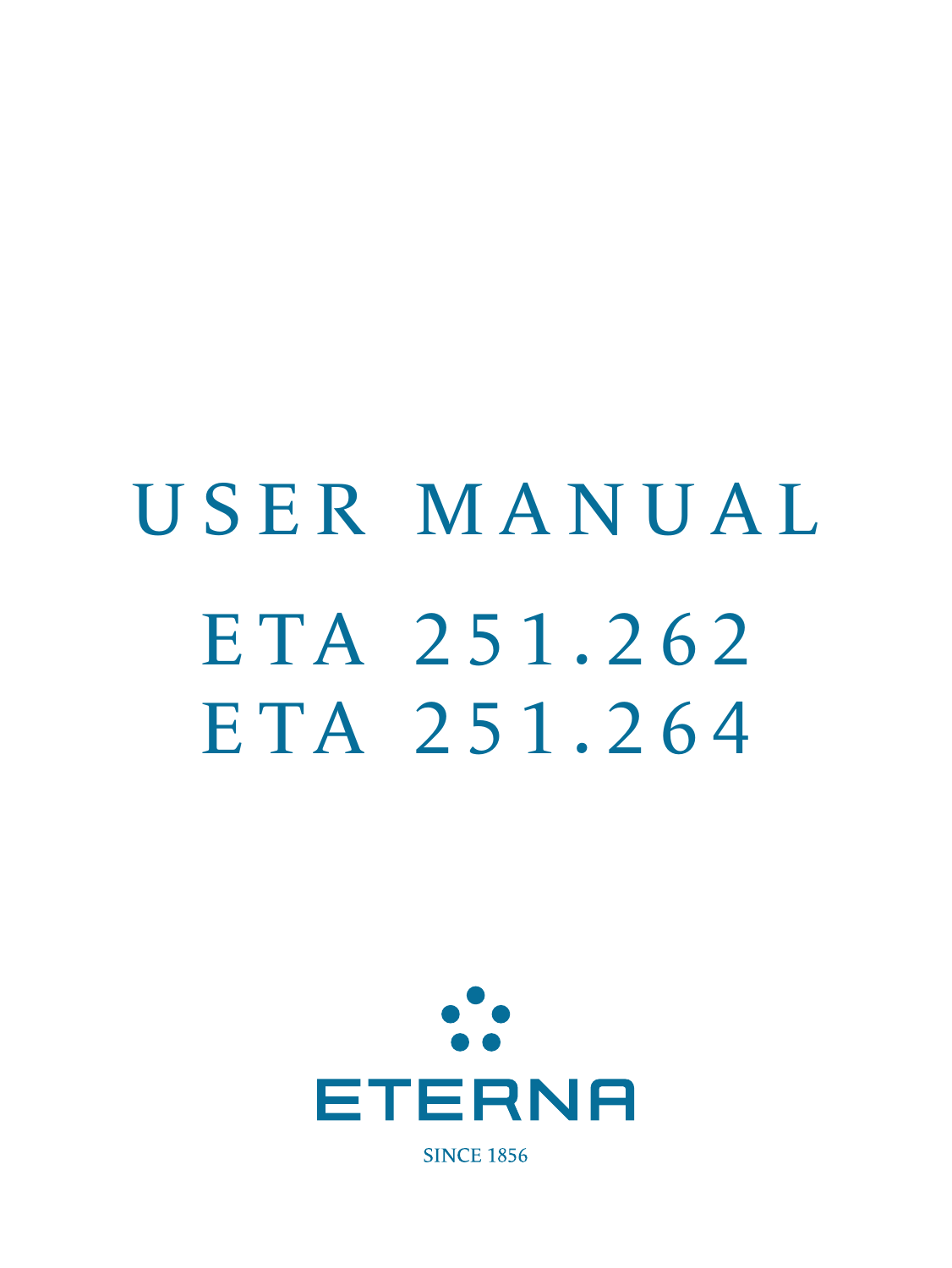# USER MANUAL

## ETA 251.262
## ETA 251.264

ETERNA

SINCE 1856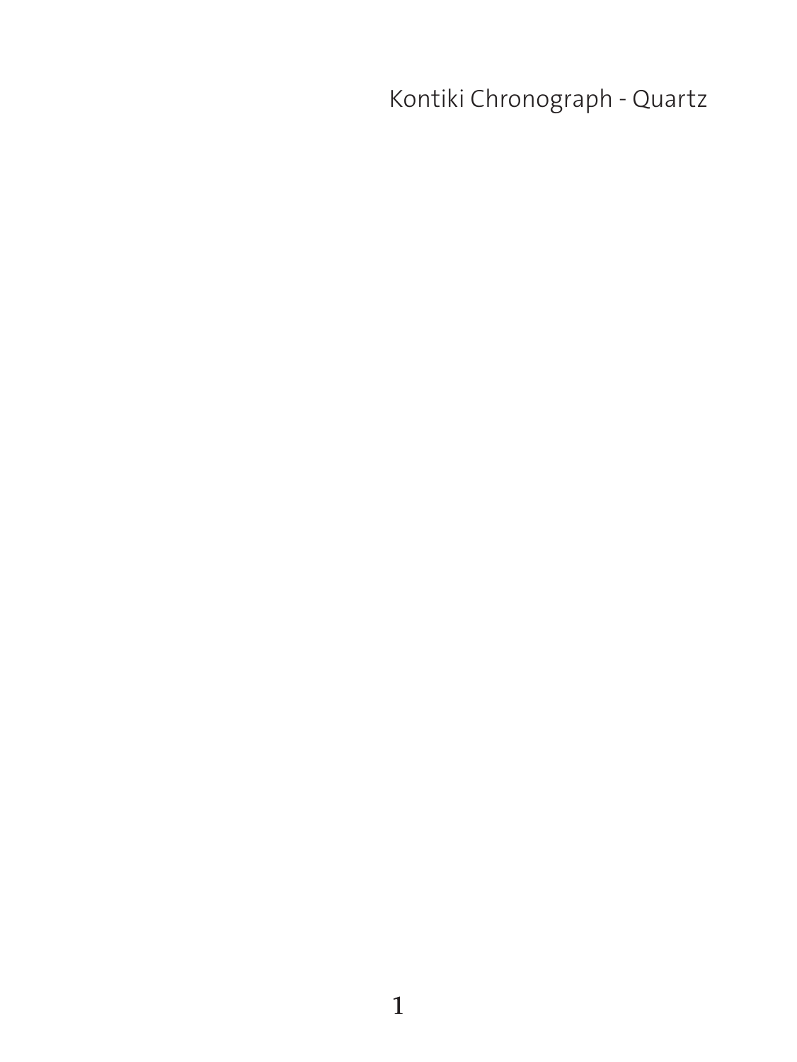Kontiki Chronograph - Quartz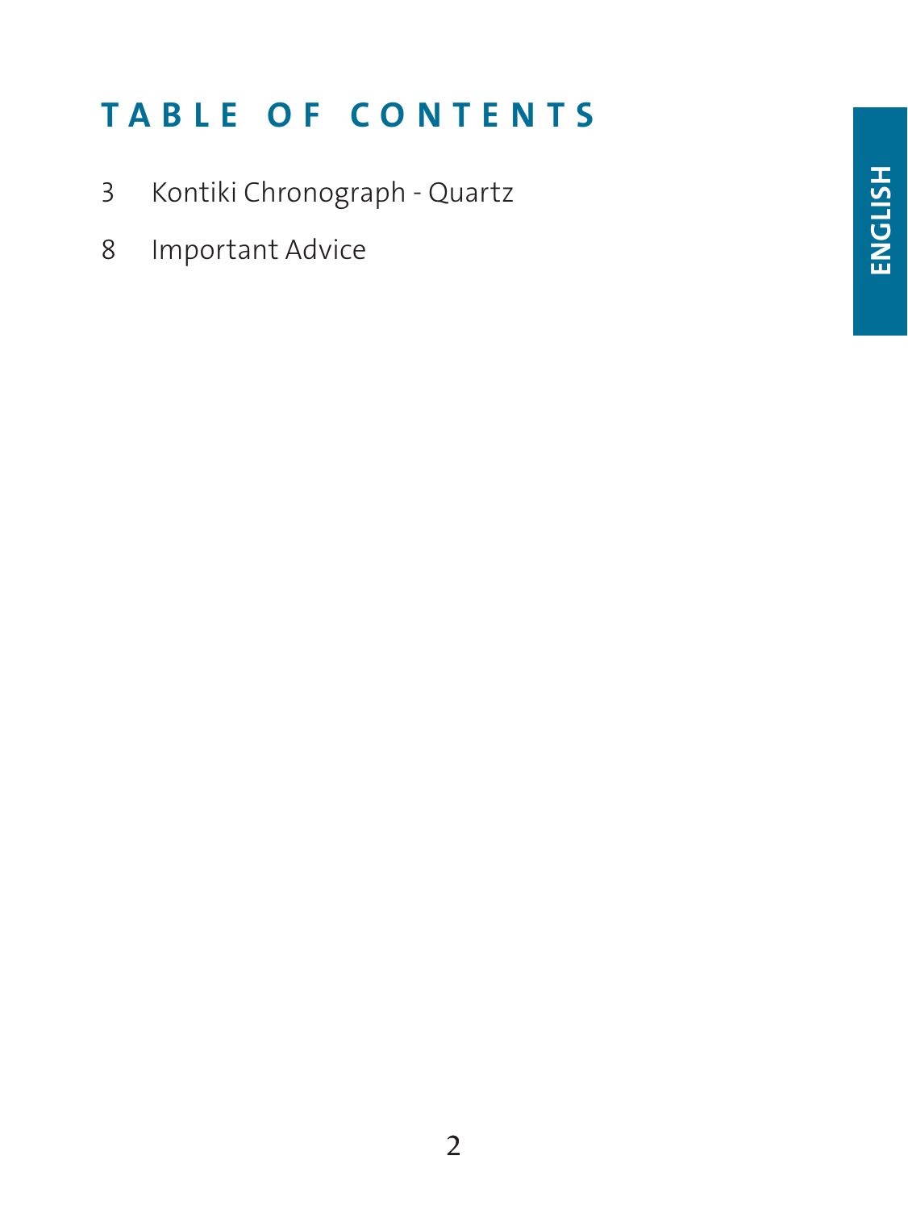# TABLE OF CONTENTS

3 Kontiki Chronograph - Quartz

8 Important Advice

ENGLISH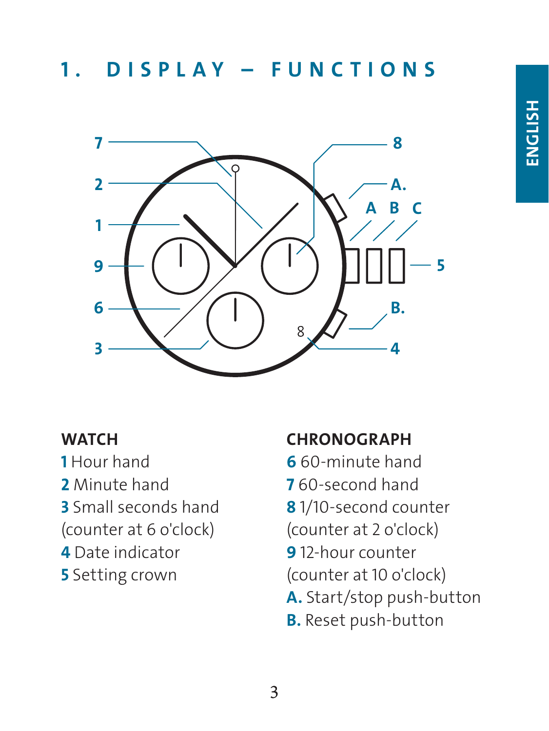# 1. DISPLAY – FUNCTIONS

**WATCH**

**1** Hour hand
**2** Minute hand
**3** Small seconds hand
(counter at 6 o'clock)
**4** Date indicator
**5** Setting crown

**CHRONOGRAPH**

**6** 60-minute hand
**7** 60-second hand
**8** 1/10-second counter
(counter at 2 o'clock)
**9** 12-hour counter
(counter at 10 o'clock)
**A.** Start/stop push-button
**B.** Reset push-button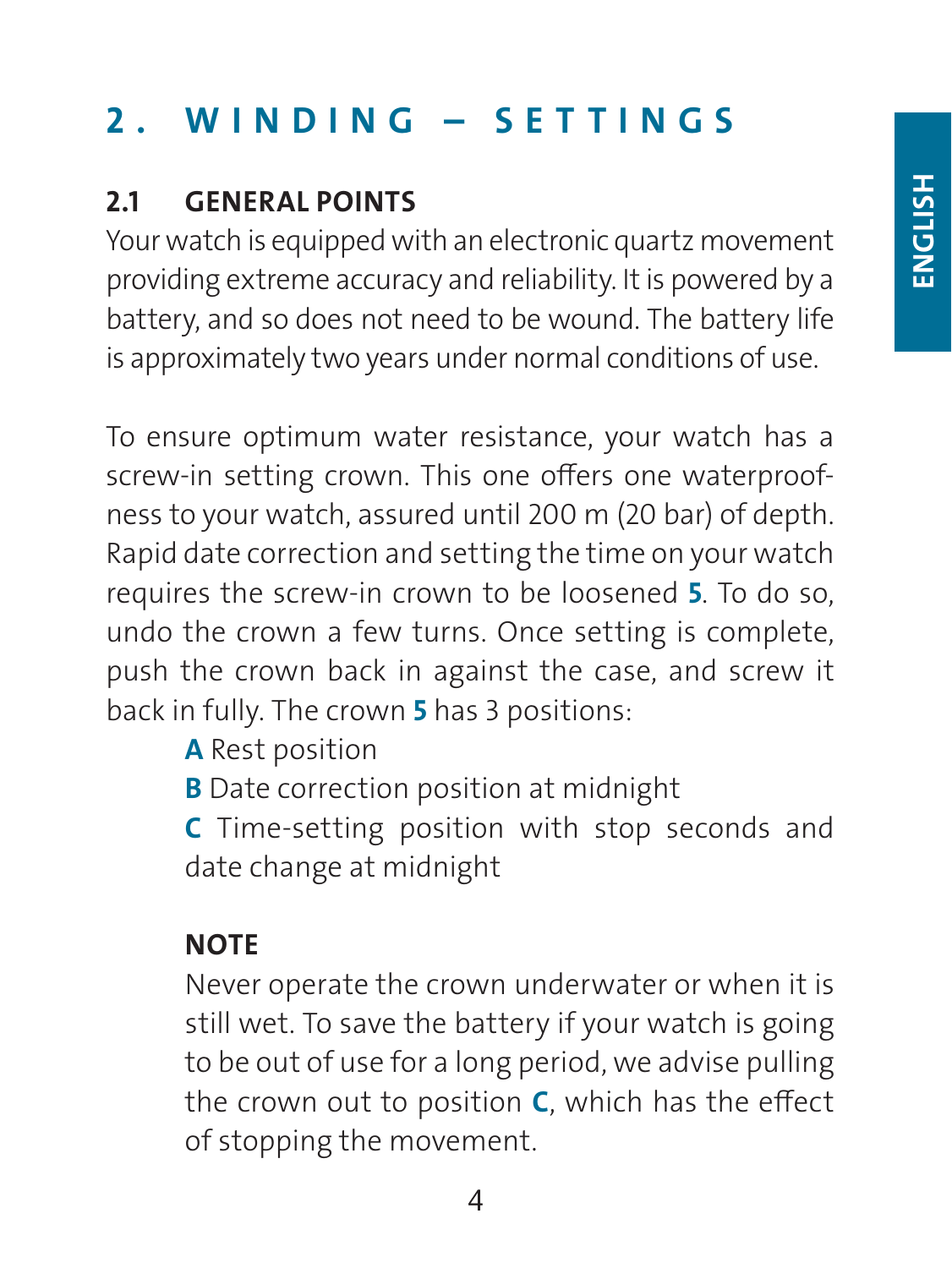# 2. WINDING – SETTINGS

## 2.1 GENERAL POINTS

Your watch is equipped with an electronic quartz movement providing extreme accuracy and reliability. It is powered by a battery, and so does not need to be wound. The battery life is approximately two years under normal conditions of use.

To ensure optimum water resistance, your watch has a screw-in setting crown. This one offers one waterproofness to your watch, assured until 200 m (20 bar) of depth. Rapid date correction and setting the time on your watch requires the screw-in crown to be loosened **5**. To do so, undo the crown a few turns. Once setting is complete, push the crown back in against the case, and screw it back in fully. The crown **5** has 3 positions:

- **A** Rest position
- **B** Date correction position at midnight
- **C** Time-setting position with stop seconds and date change at midnight

**NOTE**

Never operate the crown underwater or when it is still wet. To save the battery if your watch is going to be out of use for a long period, we advise pulling the crown out to position **C**, which has the effect of stopping the movement.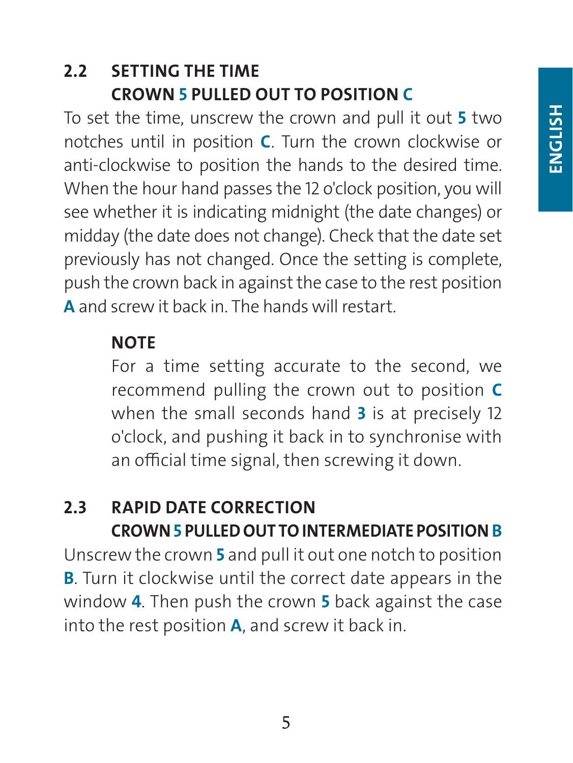## 2.2 SETTING THE TIME CROWN **5** PULLED OUT TO POSITION **C**

To set the time, unscrew the crown and pull it out **5** two notches until in position **C**. Turn the crown clockwise or anti-clockwise to position the hands to the desired time. When the hour hand passes the 12 o'clock position, you will see whether it is indicating midnight (the date changes) or midday (the date does not change). Check that the date set previously has not changed. Once the setting is complete, push the crown back in against the case to the rest position **A** and screw it back in. The hands will restart.

**NOTE**

For a time setting accurate to the second, we recommend pulling the crown out to position **C** when the small seconds hand **3** is at precisely 12 o'clock, and pushing it back in to synchronise with an official time signal, then screwing it down.

## 2.3 RAPID DATE CORRECTION CROWN **5** PULLED OUT TO INTERMEDIATE POSITION **B**

Unscrew the crown **5** and pull it out one notch to position **B**. Turn it clockwise until the correct date appears in the window **4**. Then push the crown **5** back against the case into the rest position **A**, and screw it back in.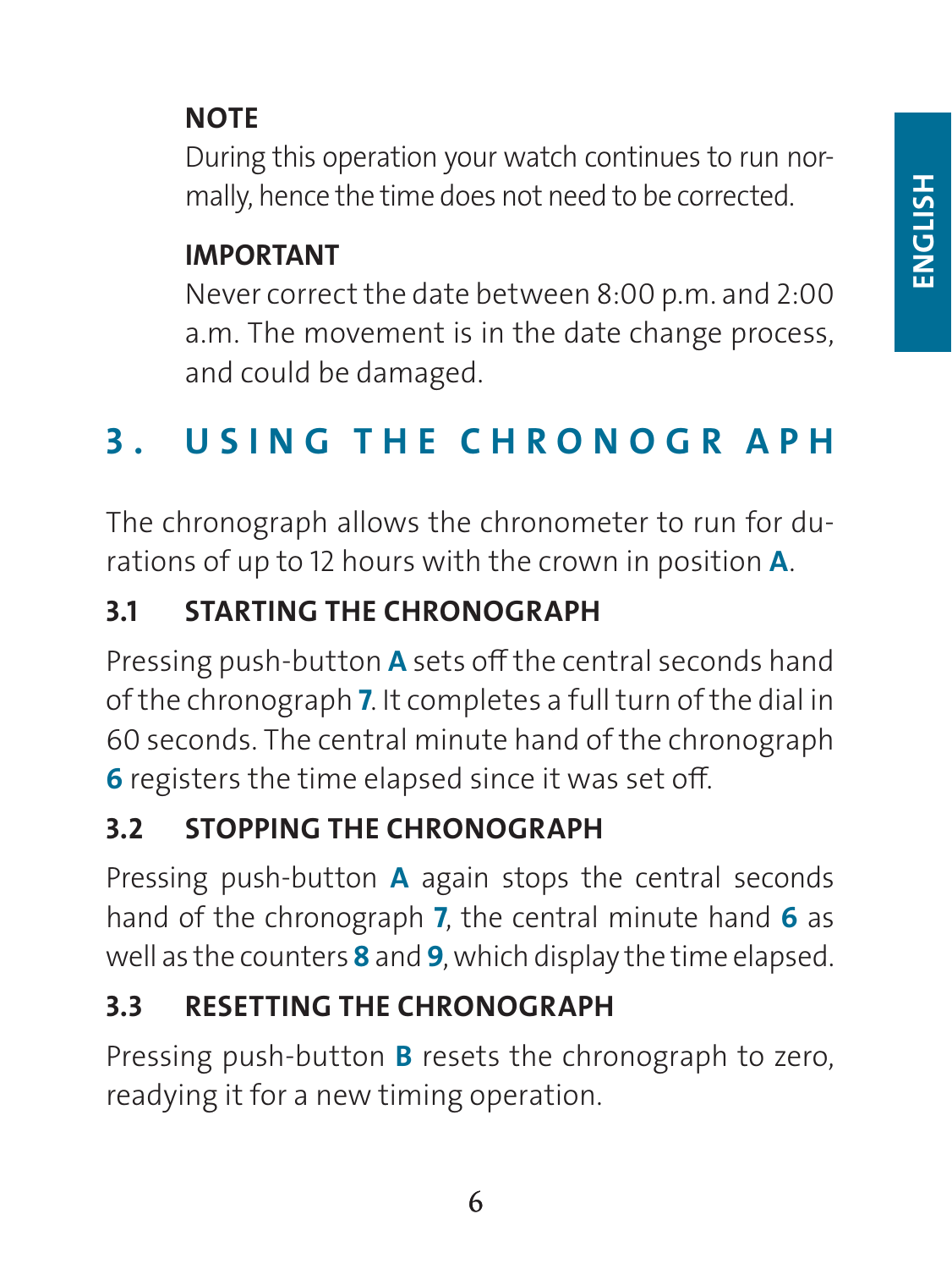**NOTE**

During this operation your watch continues to run normally, hence the time does not need to be corrected.

**IMPORTANT**

Never correct the date between 8:00 p.m. and 2:00 a.m. The movement is in the date change process, and could be damaged.

## 3. USING THE CHRONOGRAPH

The chronograph allows the chronometer to run for durations of up to 12 hours with the crown in position **A**.

### 3.1 STARTING THE CHRONOGRAPH

Pressing push-button **A** sets off the central seconds hand of the chronograph **7**. It completes a full turn of the dial in 60 seconds. The central minute hand of the chronograph **6** registers the time elapsed since it was set off.

### 3.2 STOPPING THE CHRONOGRAPH

Pressing push-button **A** again stops the central seconds hand of the chronograph **7**, the central minute hand **6** as well as the counters **8** and **9**, which display the time elapsed.

### 3.3 RESETTING THE CHRONOGRAPH

Pressing push-button **B** resets the chronograph to zero, readying it for a new timing operation.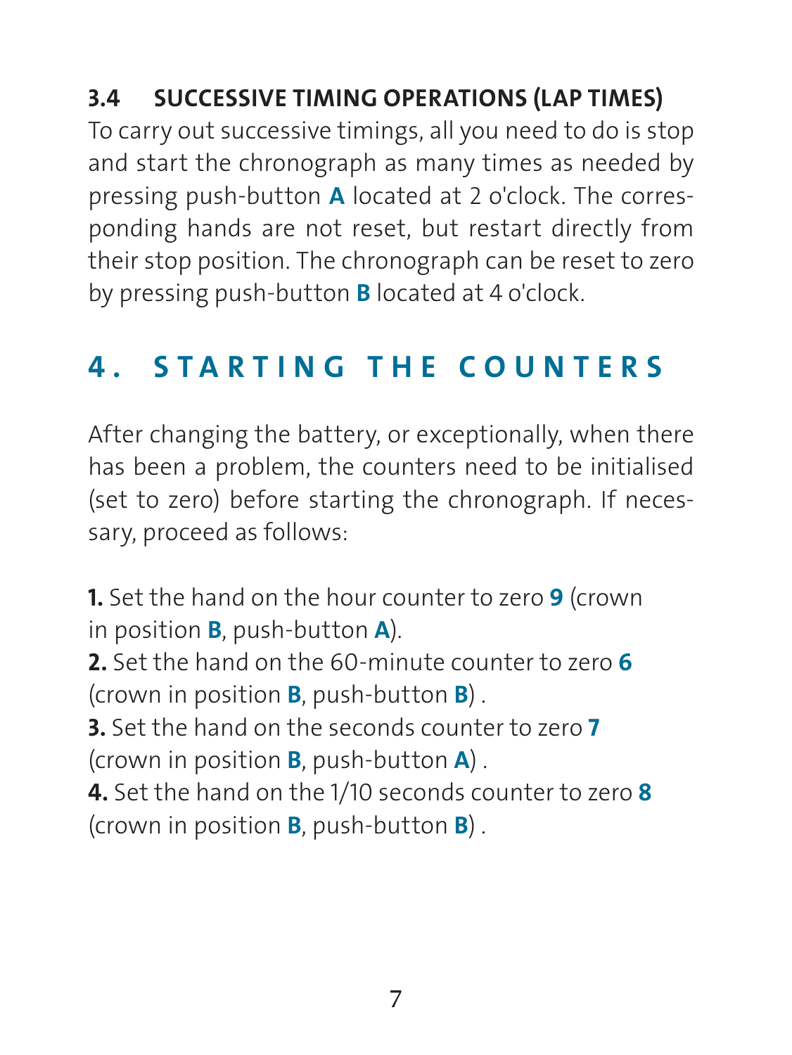### 3.4 SUCCESSIVE TIMING OPERATIONS (LAP TIMES)

To carry out successive timings, all you need to do is stop and start the chronograph as many times as needed by pressing push-button **A** located at 2 o'clock. The corresponding hands are not reset, but restart directly from their stop position. The chronograph can be reset to zero by pressing push-button **B** located at 4 o'clock.

## 4. STARTING THE COUNTERS

After changing the battery, or exceptionally, when there has been a problem, the counters need to be initialised (set to zero) before starting the chronograph. If necessary, proceed as follows:

**1.** Set the hand on the hour counter to zero **9** (crown in position **B**, push-button **A**).
**2.** Set the hand on the 60-minute counter to zero **6** (crown in position **B**, push-button **B**) .
**3.** Set the hand on the seconds counter to zero **7** (crown in position **B**, push-button **A**) .
**4.** Set the hand on the 1/10 seconds counter to zero **8** (crown in position **B**, push-button **B**) .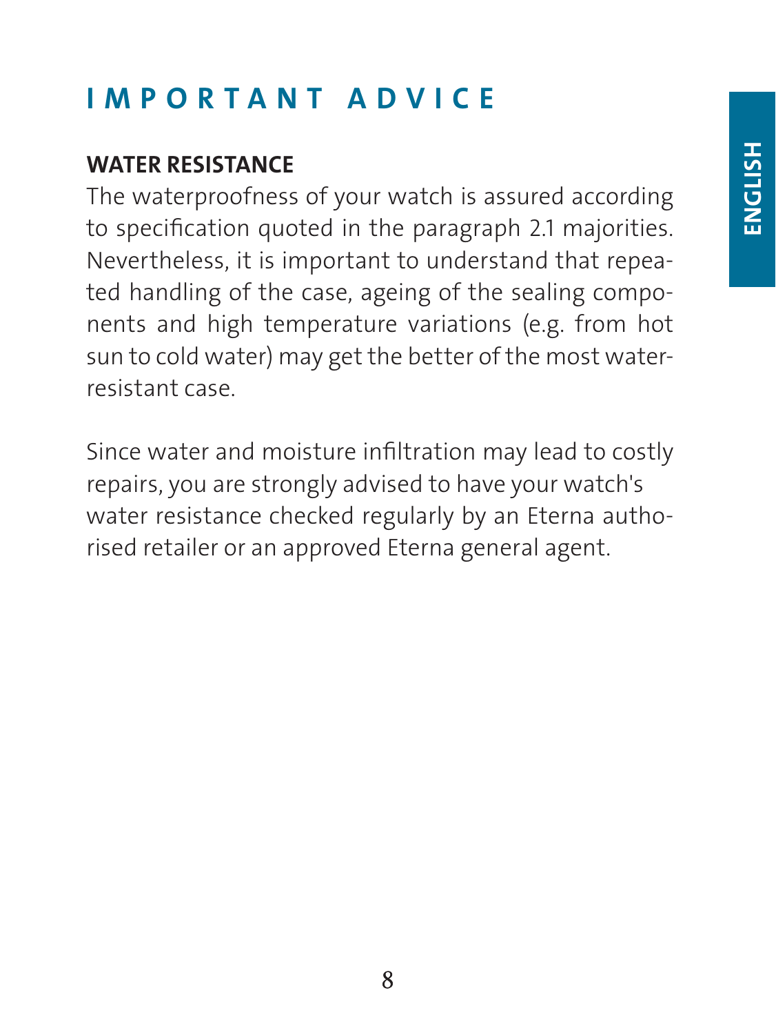# IMPORTANT ADVICE

## WATER RESISTANCE

The waterproofness of your watch is assured according to specification quoted in the paragraph 2.1 majorities. Nevertheless, it is important to understand that repeated handling of the case, ageing of the sealing components and high temperature variations (e.g. from hot sun to cold water) may get the better of the most water-resistant case.

Since water and moisture infiltration may lead to costly repairs, you are strongly advised to have your watch's water resistance checked regularly by an Eterna authorised retailer or an approved Eterna general agent.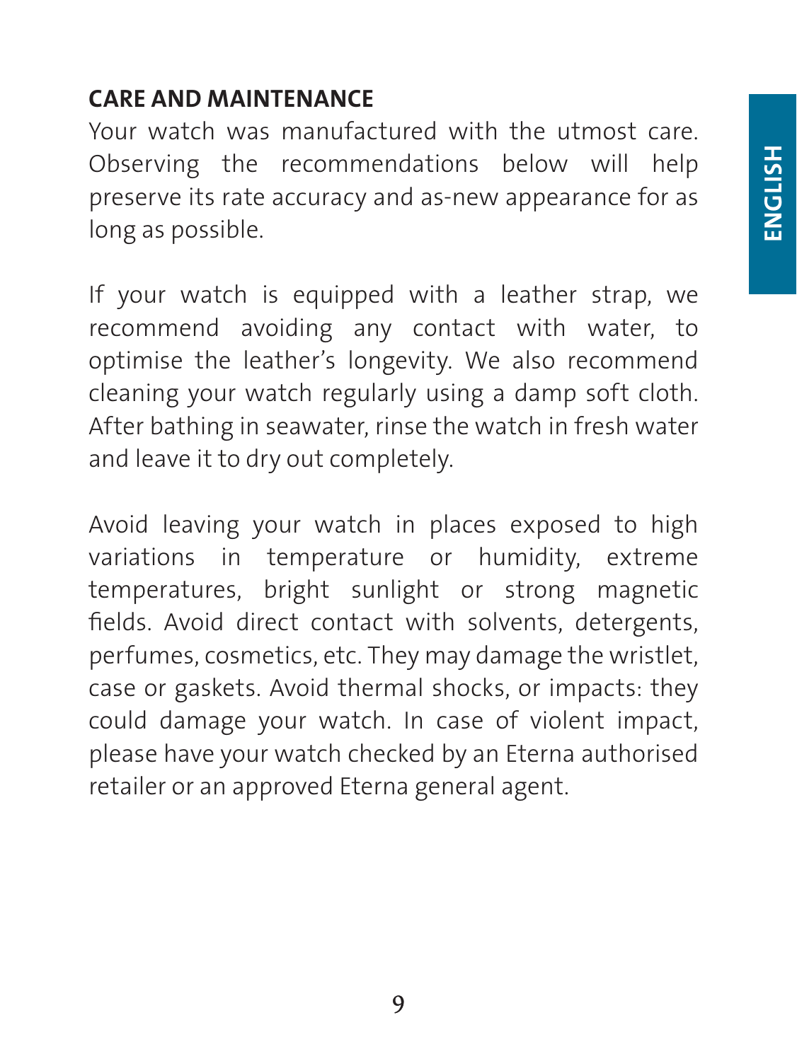## CARE AND MAINTENANCE

Your watch was manufactured with the utmost care. Observing the recommendations below will help preserve its rate accuracy and as-new appearance for as long as possible.

If your watch is equipped with a leather strap, we recommend avoiding any contact with water, to optimise the leather's longevity. We also recommend cleaning your watch regularly using a damp soft cloth. After bathing in seawater, rinse the watch in fresh water and leave it to dry out completely.

Avoid leaving your watch in places exposed to high variations in temperature or humidity, extreme temperatures, bright sunlight or strong magnetic fields. Avoid direct contact with solvents, detergents, perfumes, cosmetics, etc. They may damage the wristlet, case or gaskets. Avoid thermal shocks, or impacts: they could damage your watch. In case of violent impact, please have your watch checked by an Eterna authorised retailer or an approved Eterna general agent.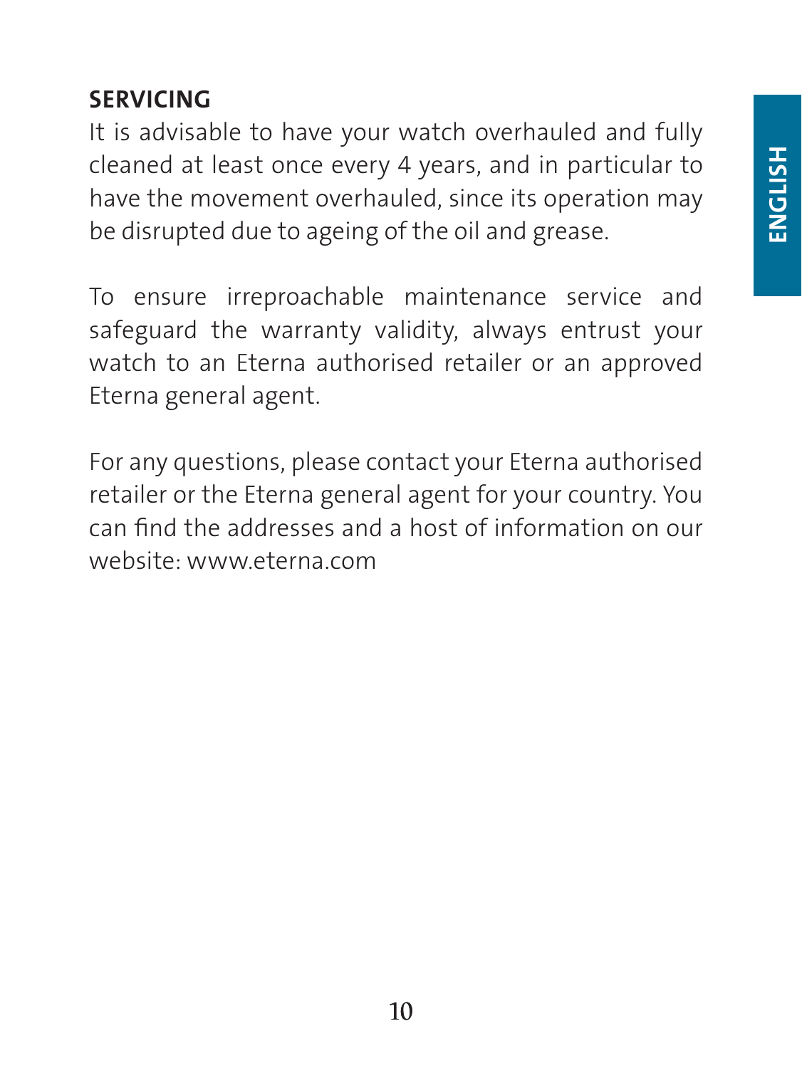## SERVICING

It is advisable to have your watch overhauled and fully cleaned at least once every 4 years, and in particular to have the movement overhauled, since its operation may be disrupted due to ageing of the oil and grease.

To ensure irreproachable maintenance service and safeguard the warranty validity, always entrust your watch to an Eterna authorised retailer or an approved Eterna general agent.

For any questions, please contact your Eterna authorised retailer or the Eterna general agent for your country. You can find the addresses and a host of information on our website: www.eterna.com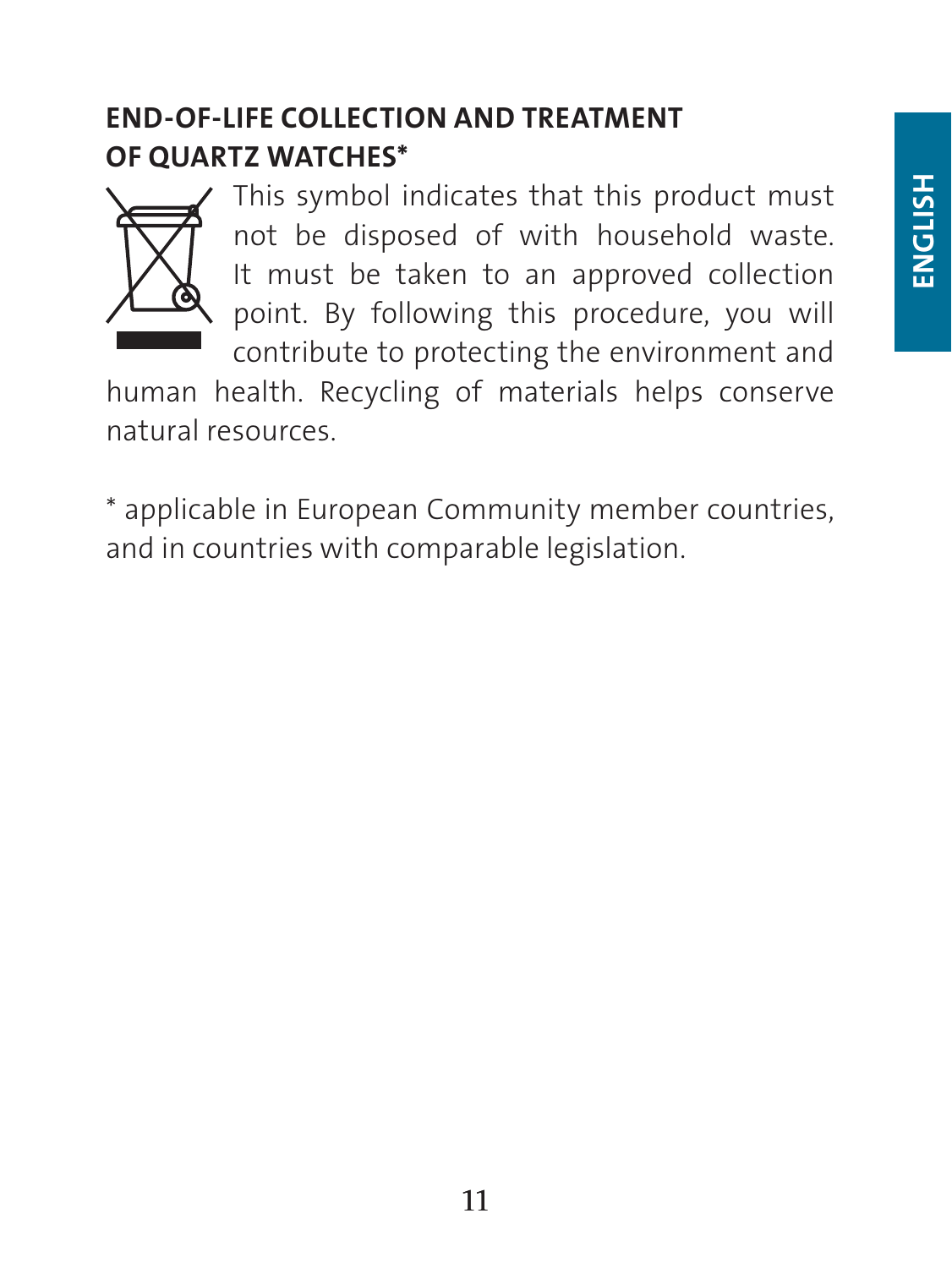## END-OF-LIFE COLLECTION AND TREATMENT OF QUARTZ WATCHES*

This symbol indicates that this product must not be disposed of with household waste. It must be taken to an approved collection point. By following this procedure, you will contribute to protecting the environment and human health. Recycling of materials helps conserve natural resources.

* applicable in European Community member countries, and in countries with comparable legislation.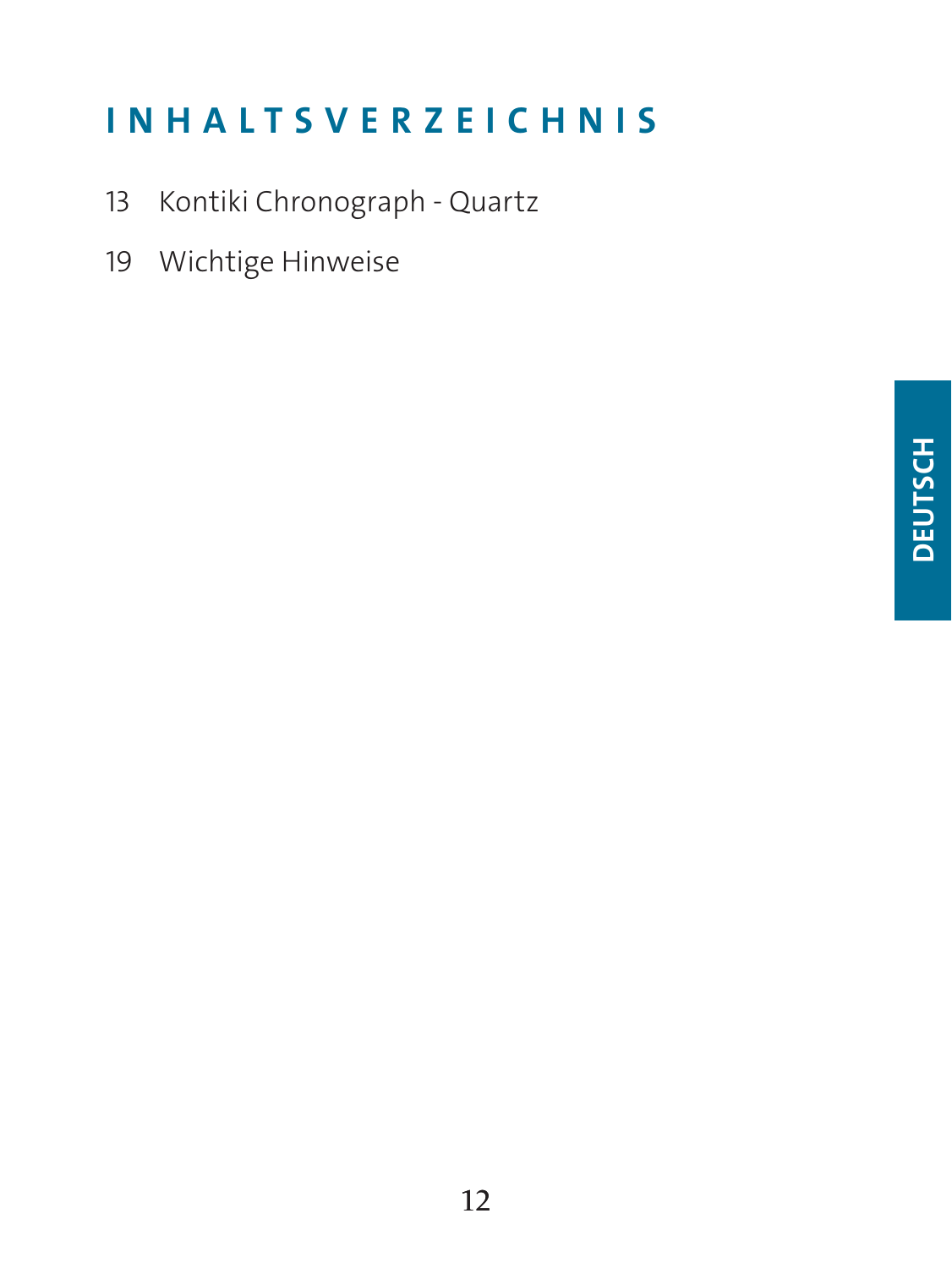# INHALTSVERZEICHNIS

13 Kontiki Chronograph - Quartz

19 Wichtige Hinweise

DEUTSCH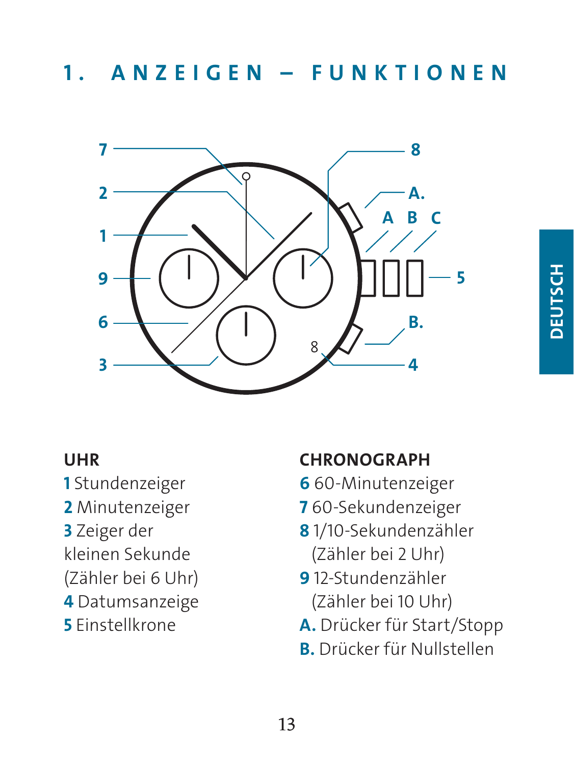# 1. ANZEIGEN – FUNKTIONEN

**UHR**

**1** Stundenzeiger
**2** Minutenzeiger
**3** Zeiger der kleinen Sekunde (Zähler bei 6 Uhr)
**4** Datumsanzeige
**5** Einstellkrone

**CHRONOGRAPH**

**6** 60-Minutenzeiger
**7** 60-Sekundenzeiger
**8** 1/10-Sekundenzähler (Zähler bei 2 Uhr)
**9** 12-Stundenzähler (Zähler bei 10 Uhr)
**A.** Drücker für Start/Stopp
**B.** Drücker für Nullstellen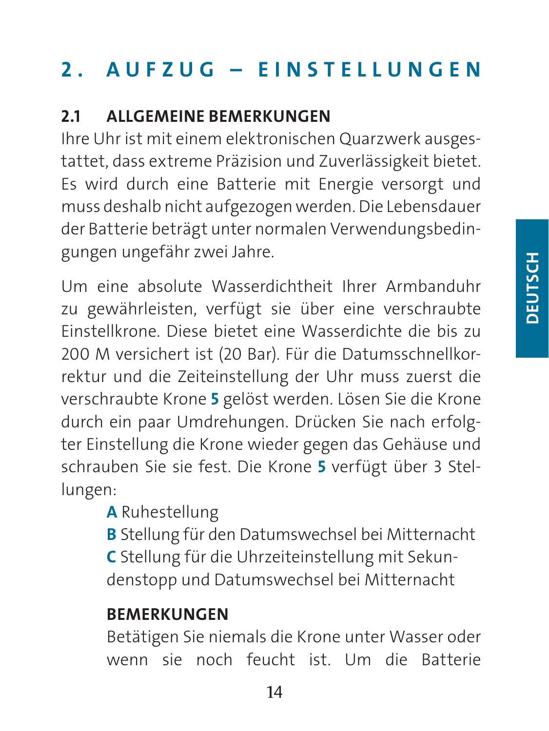# 2. AUFZUG – EINSTELLUNGEN

## 2.1 ALLGEMEINE BEMERKUNGEN

Ihre Uhr ist mit einem elektronischen Quarzwerk ausgestattet, dass extreme Präzision und Zuverlässigkeit bietet. Es wird durch eine Batterie mit Energie versorgt und muss deshalb nicht aufgezogen werden. Die Lebensdauer der Batterie beträgt unter normalen Verwendungsbedingungen ungefähr zwei Jahre.

Um eine absolute Wasserdichtheit Ihrer Armbanduhr zu gewährleisten, verfügt sie über eine verschraubte Einstellkrone. Diese bietet eine Wasserdichte die bis zu 200 M versichert ist (20 Bar). Für die Datumsschnellkorrektur und die Zeiteinstellung der Uhr muss zuerst die verschraubte Krone **5** gelöst werden. Lösen Sie die Krone durch ein paar Umdrehungen. Drücken Sie nach erfolgter Einstellung die Krone wieder gegen das Gehäuse und schrauben Sie sie fest. Die Krone **5** verfügt über 3 Stellungen:

**A** Ruhestellung
**B** Stellung für den Datumswechsel bei Mitternacht
**C** Stellung für die Uhrzeiteinstellung mit Sekundenstopp und Datumswechsel bei Mitternacht

**BEMERKUNGEN**

Betätigen Sie niemals die Krone unter Wasser oder wenn sie noch feucht ist. Um die Batterie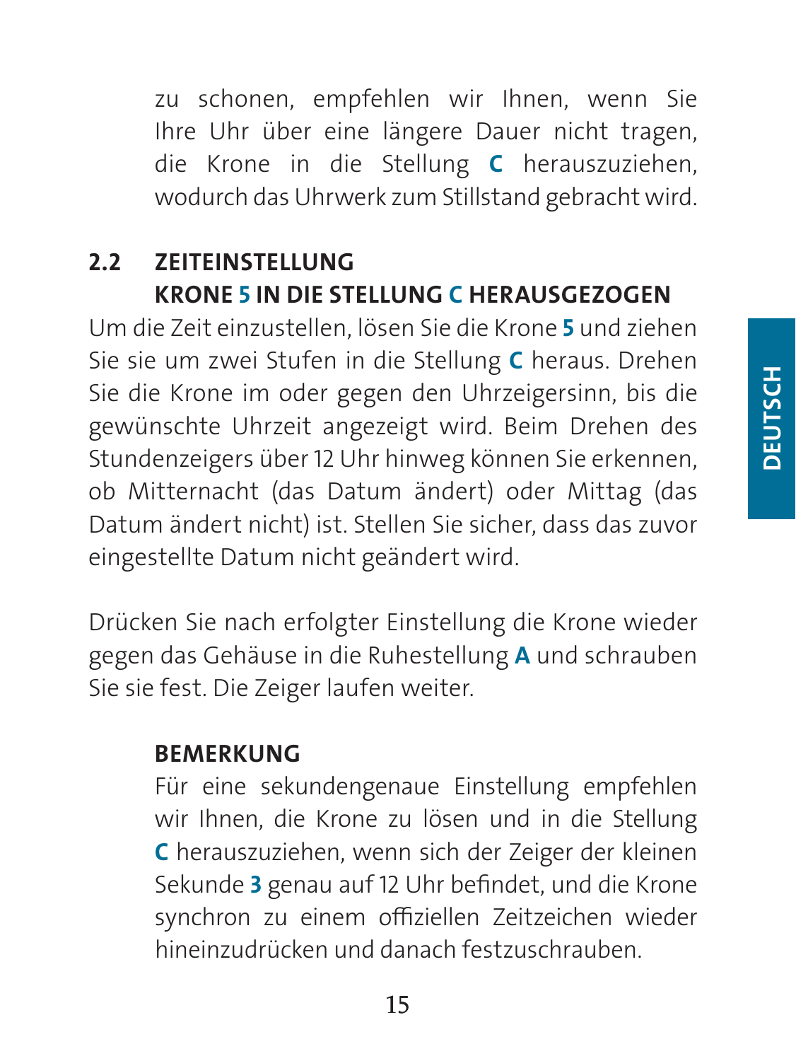zu schonen, empfehlen wir Ihnen, wenn Sie Ihre Uhr über eine längere Dauer nicht tragen, die Krone in die Stellung **C** herauszuziehen, wodurch das Uhrwerk zum Stillstand gebracht wird.

## 2.2 ZEITEINSTELLUNG
## KRONE 5 IN DIE STELLUNG C HERAUSGEZOGEN

Um die Zeit einzustellen, lösen Sie die Krone **5** und ziehen Sie sie um zwei Stufen in die Stellung **C** heraus. Drehen Sie die Krone im oder gegen den Uhrzeigersinn, bis die gewünschte Uhrzeit angezeigt wird. Beim Drehen des Stundenzeigers über 12 Uhr hinweg können Sie erkennen, ob Mitternacht (das Datum ändert) oder Mittag (das Datum ändert nicht) ist. Stellen Sie sicher, dass das zuvor eingestellte Datum nicht geändert wird.

Drücken Sie nach erfolgter Einstellung die Krone wieder gegen das Gehäuse in die Ruhestellung **A** und schrauben Sie sie fest. Die Zeiger laufen weiter.

**BEMERKUNG**

Für eine sekundengenaue Einstellung empfehlen wir Ihnen, die Krone zu lösen und in die Stellung **C** herauszuziehen, wenn sich der Zeiger der kleinen Sekunde **3** genau auf 12 Uhr befindet, und die Krone synchron zu einem offiziellen Zeitzeichen wieder hineinzudrücken und danach festzuschrauben.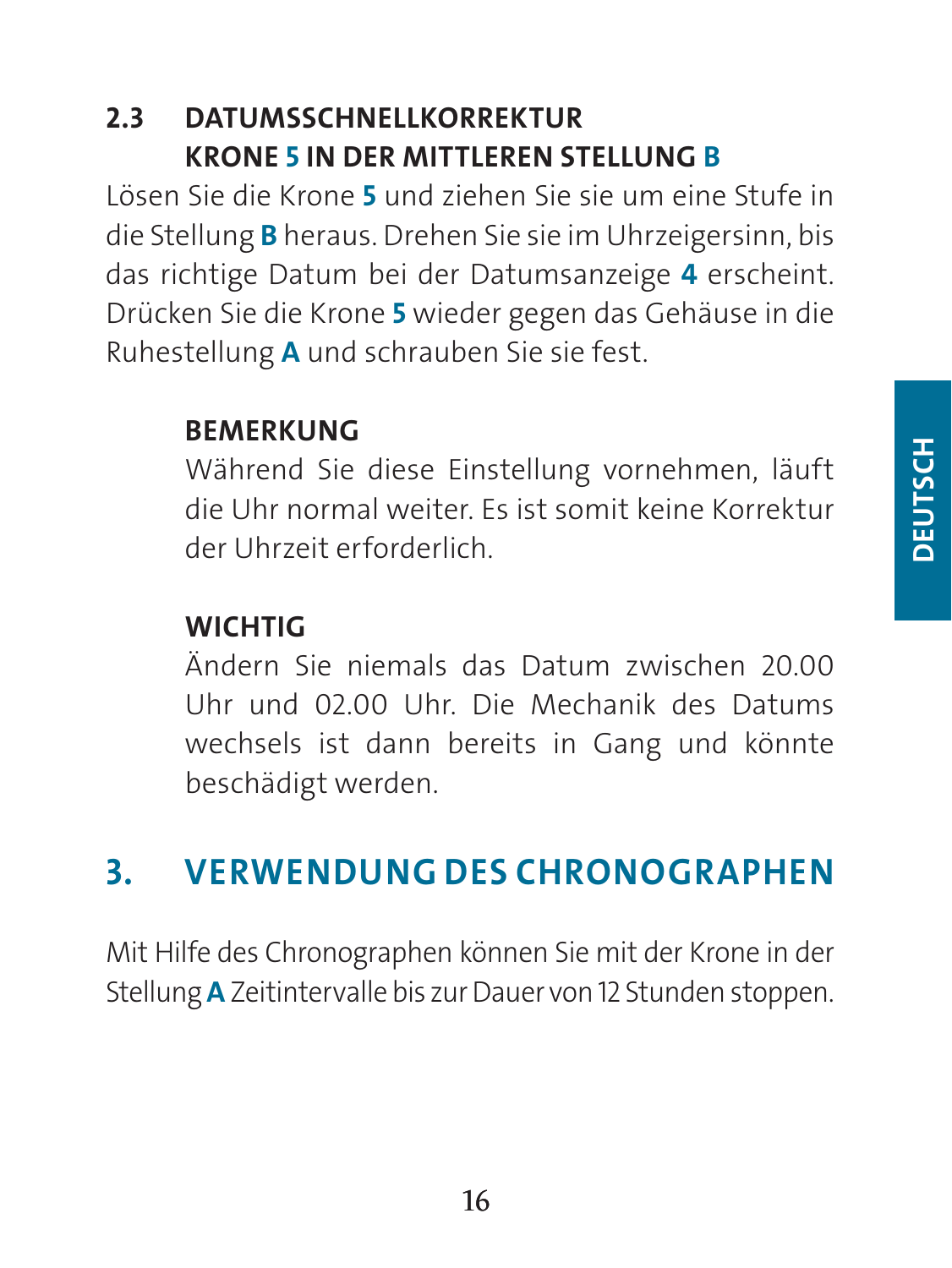## 2.3 DATUMSSCHNELLKORREKTUR KRONE **5** IN DER MITTLEREN STELLUNG **B**

Lösen Sie die Krone **5** und ziehen Sie sie um eine Stufe in die Stellung **B** heraus. Drehen Sie sie im Uhrzeigersinn, bis das richtige Datum bei der Datumsanzeige **4** erscheint. Drücken Sie die Krone **5** wieder gegen das Gehäuse in die Ruhestellung **A** und schrauben Sie sie fest.

**BEMERKUNG**

Während Sie diese Einstellung vornehmen, läuft die Uhr normal weiter. Es ist somit keine Korrektur der Uhrzeit erforderlich.

**WICHTIG**

Ändern Sie niemals das Datum zwischen 20.00 Uhr und 02.00 Uhr. Die Mechanik des Datums wechsels ist dann bereits in Gang und könnte beschädigt werden.

# 3. VERWENDUNG DES CHRONOGRAPHEN

Mit Hilfe des Chronographen können Sie mit der Krone in der Stellung **A** Zeitintervalle bis zur Dauer von 12 Stunden stoppen.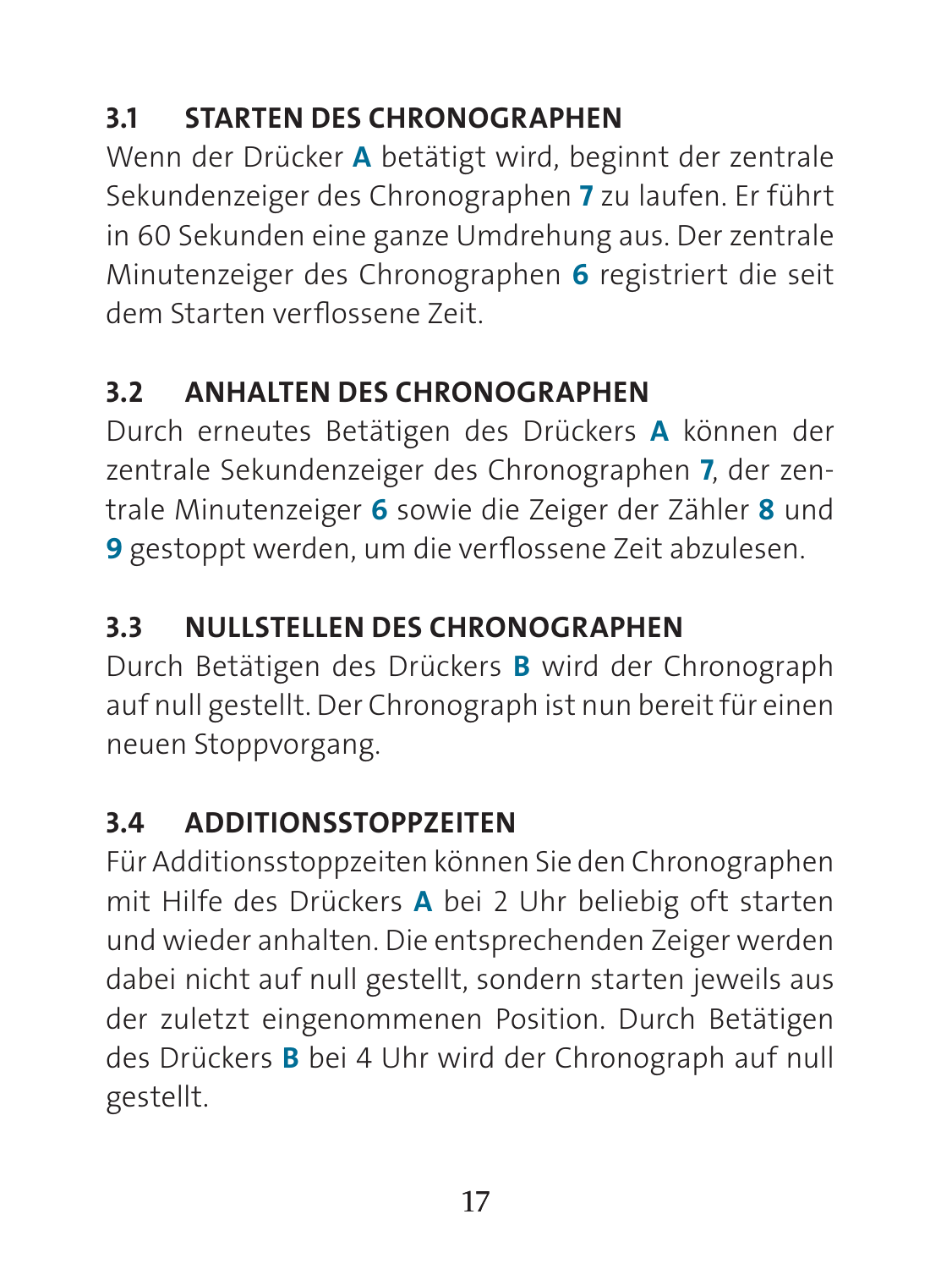## 3.1 STARTEN DES CHRONOGRAPHEN

Wenn der Drücker **A** betätigt wird, beginnt der zentrale Sekundenzeiger des Chronographen **7** zu laufen. Er führt in 60 Sekunden eine ganze Umdrehung aus. Der zentrale Minutenzeiger des Chronographen **6** registriert die seit dem Starten verflossene Zeit.

## 3.2 ANHALTEN DES CHRONOGRAPHEN

Durch erneutes Betätigen des Drückers **A** können der zentrale Sekundenzeiger des Chronographen **7**, der zentrale Minutenzeiger **6** sowie die Zeiger der Zähler **8** und **9** gestoppt werden, um die verflossene Zeit abzulesen.

## 3.3 NULLSTELLEN DES CHRONOGRAPHEN

Durch Betätigen des Drückers **B** wird der Chronograph auf null gestellt. Der Chronograph ist nun bereit für einen neuen Stoppvorgang.

## 3.4 ADDITIONSSTOPPZEITEN

Für Additionsstoppzeiten können Sie den Chronographen mit Hilfe des Drückers **A** bei 2 Uhr beliebig oft starten und wieder anhalten. Die entsprechenden Zeiger werden dabei nicht auf null gestellt, sondern starten jeweils aus der zuletzt eingenommenen Position. Durch Betätigen des Drückers **B** bei 4 Uhr wird der Chronograph auf null gestellt.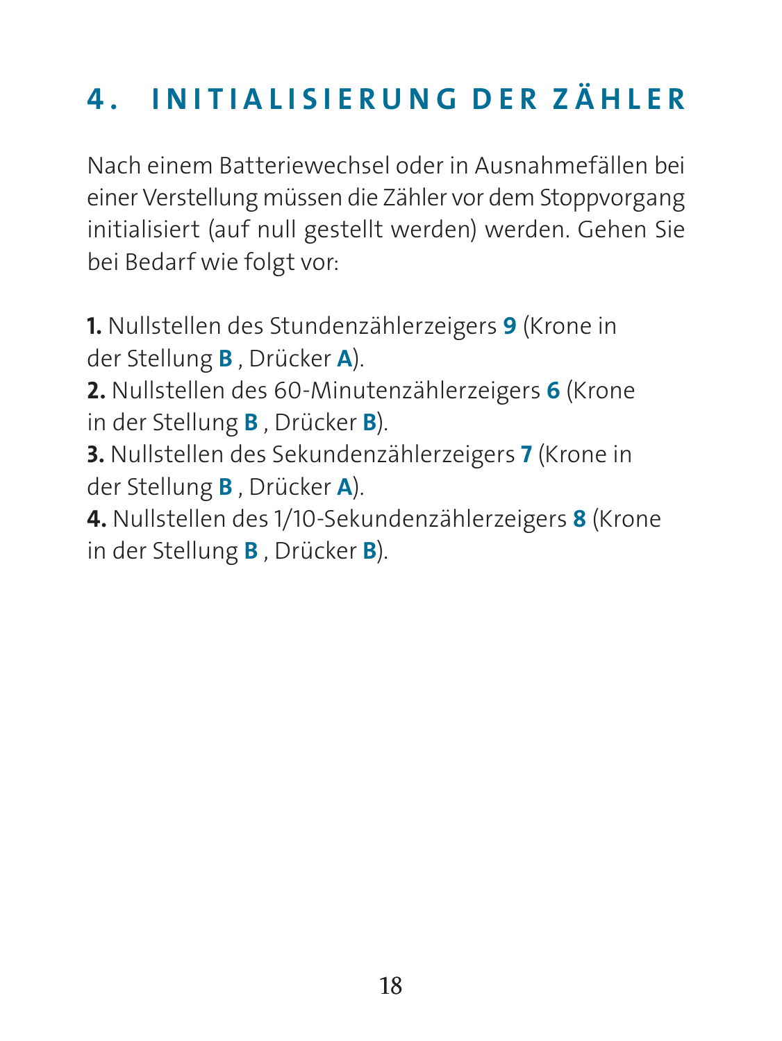# 4. INITIALISIERUNG DER ZÄHLER

Nach einem Batteriewechsel oder in Ausnahmefällen bei einer Verstellung müssen die Zähler vor dem Stoppvorgang initialisiert (auf null gestellt werden) werden. Gehen Sie bei Bedarf wie folgt vor:

**1.** Nullstellen des Stundenzählerzeigers **9** (Krone in der Stellung **B** , Drücker **A**).
**2.** Nullstellen des 60-Minutenzählerzeigers **6** (Krone in der Stellung **B** , Drücker **B**).
**3.** Nullstellen des Sekundenzählerzeigers **7** (Krone in der Stellung **B** , Drücker **A**).
**4.** Nullstellen des 1/10-Sekundenzählerzeigers **8** (Krone in der Stellung **B** , Drücker **B**).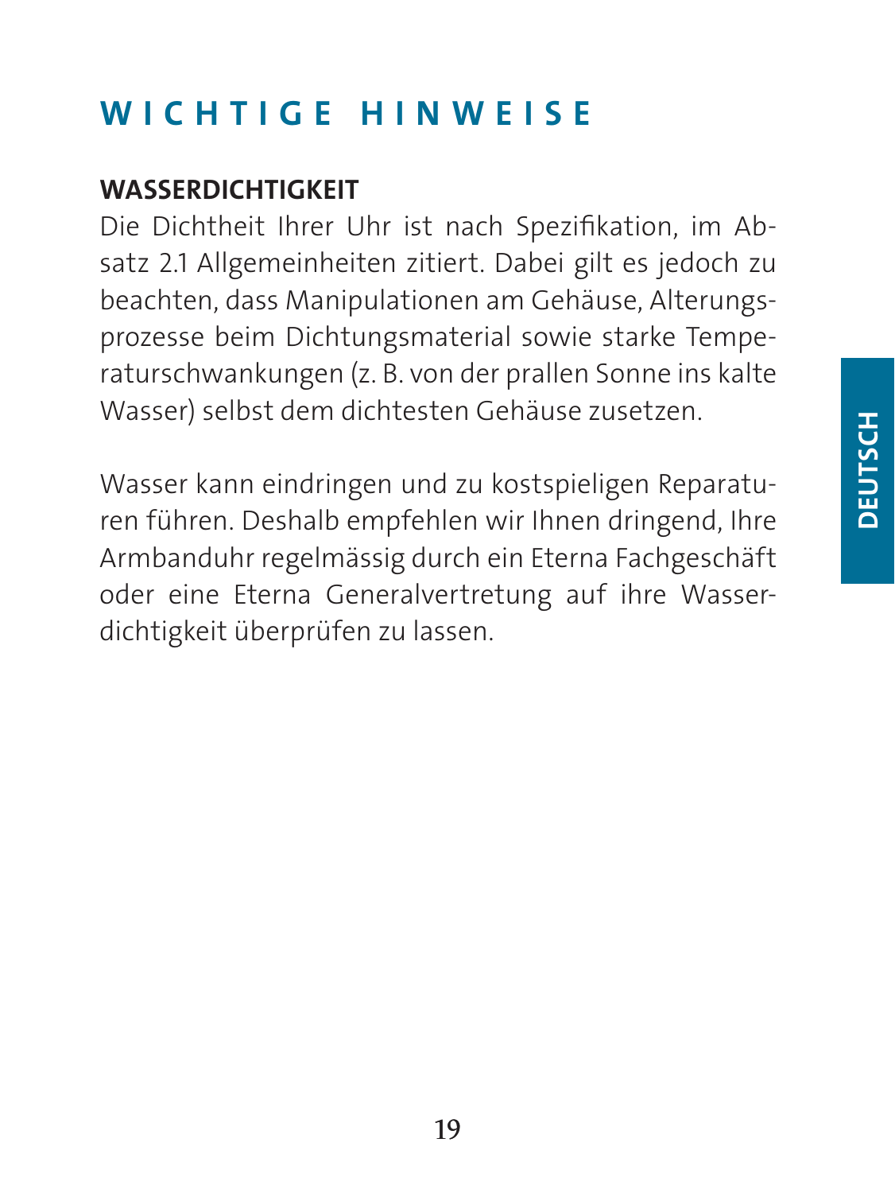# WICHTIGE HINWEISE

## WASSERDICHTIGKEIT

Die Dichtheit Ihrer Uhr ist nach Spezifikation, im Absatz 2.1 Allgemeinheiten zitiert. Dabei gilt es jedoch zu beachten, dass Manipulationen am Gehäuse, Alterungsprozesse beim Dichtungsmaterial sowie starke Temperaturschwankungen (z. B. von der prallen Sonne ins kalte Wasser) selbst dem dichtesten Gehäuse zusetzen.

Wasser kann eindringen und zu kostspieligen Reparaturen führen. Deshalb empfehlen wir Ihnen dringend, Ihre Armbanduhr regelmässig durch ein Eterna Fachgeschäft oder eine Eterna Generalvertretung auf ihre Wasserdichtigkeit überprüfen zu lassen.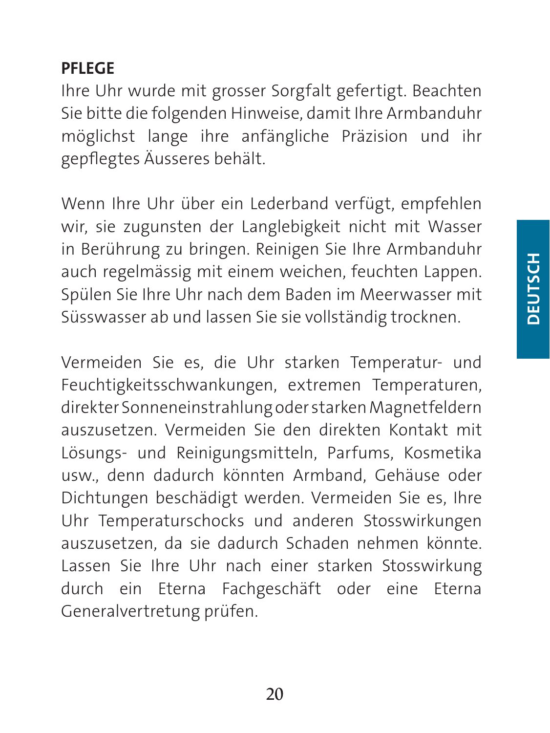## PFLEGE

Ihre Uhr wurde mit grosser Sorgfalt gefertigt. Beachten Sie bitte die folgenden Hinweise, damit Ihre Armbanduhr möglichst lange ihre anfängliche Präzision und ihr gepflegtes Äusseres behält.

Wenn Ihre Uhr über ein Lederband verfügt, empfehlen wir, sie zugunsten der Langlebigkeit nicht mit Wasser in Berührung zu bringen. Reinigen Sie Ihre Armbanduhr auch regelmässig mit einem weichen, feuchten Lappen. Spülen Sie Ihre Uhr nach dem Baden im Meerwasser mit Süsswasser ab und lassen Sie sie vollständig trocknen.

Vermeiden Sie es, die Uhr starken Temperatur- und Feuchtigkeitsschwankungen, extremen Temperaturen, direkter Sonneneinstrahlung oder starken Magnetfeldern auszusetzen. Vermeiden Sie den direkten Kontakt mit Lösungs- und Reinigungsmitteln, Parfums, Kosmetika usw., denn dadurch könnten Armband, Gehäuse oder Dichtungen beschädigt werden. Vermeiden Sie es, Ihre Uhr Temperaturschocks und anderen Stosswirkungen auszusetzen, da sie dadurch Schaden nehmen könnte. Lassen Sie Ihre Uhr nach einer starken Stosswirkung durch ein Eterna Fachgeschäft oder eine Eterna Generalvertretung prüfen.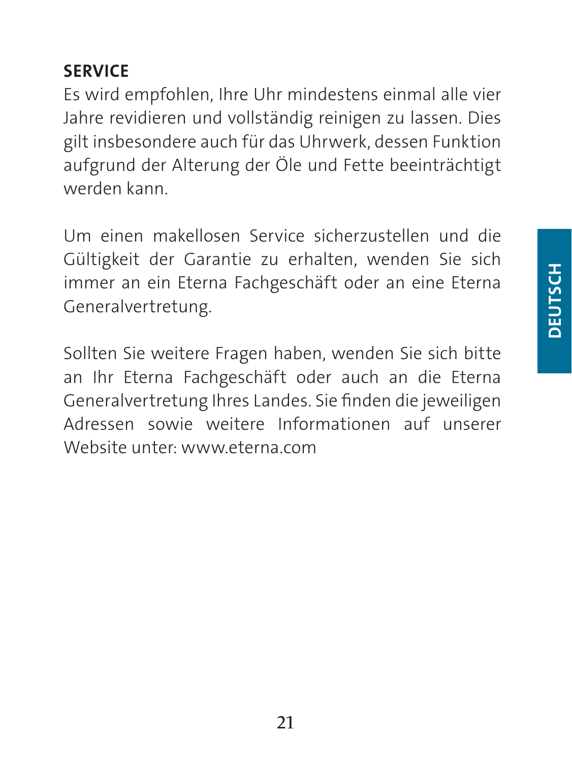## SERVICE

Es wird empfohlen, Ihre Uhr mindestens einmal alle vier Jahre revidieren und vollständig reinigen zu lassen. Dies gilt insbesondere auch für das Uhrwerk, dessen Funktion aufgrund der Alterung der Öle und Fette beeinträchtigt werden kann.

Um einen makellosen Service sicherzustellen und die Gültigkeit der Garantie zu erhalten, wenden Sie sich immer an ein Eterna Fachgeschäft oder an eine Eterna Generalvertretung.

Sollten Sie weitere Fragen haben, wenden Sie sich bitte an Ihr Eterna Fachgeschäft oder auch an die Eterna Generalvertretung Ihres Landes. Sie finden die jeweiligen Adressen sowie weitere Informationen auf unserer Website unter: www.eterna.com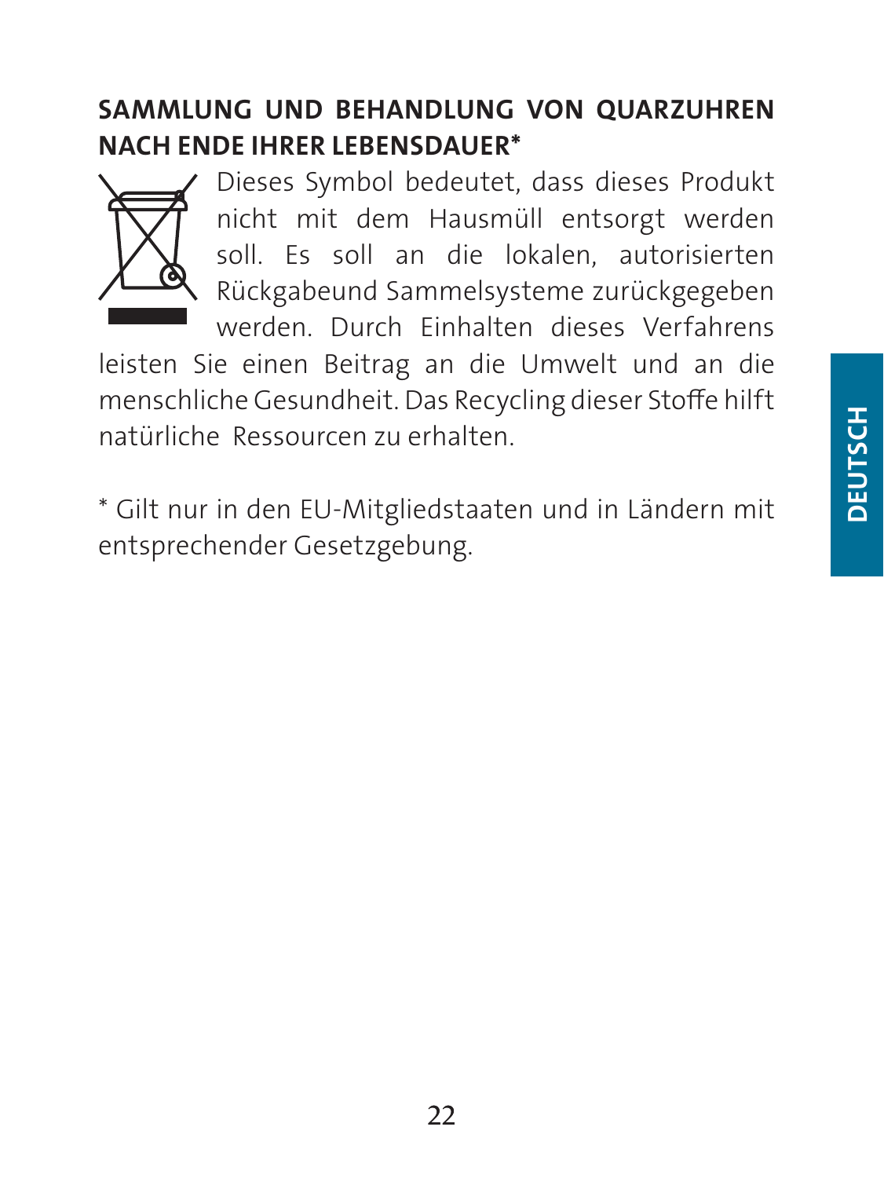## SAMMLUNG UND BEHANDLUNG VON QUARZUHREN NACH ENDE IHRER LEBENSDAUER*

Dieses Symbol bedeutet, dass dieses Produkt nicht mit dem Hausmüll entsorgt werden soll. Es soll an die lokalen, autorisierten Rückgabeund Sammelsysteme zurückgegeben werden. Durch Einhalten dieses Verfahrens leisten Sie einen Beitrag an die Umwelt und an die menschliche Gesundheit. Das Recycling dieser Stoffe hilft natürliche Ressourcen zu erhalten.

* Gilt nur in den EU-Mitgliedstaaten und in Ländern mit entsprechender Gesetzgebung.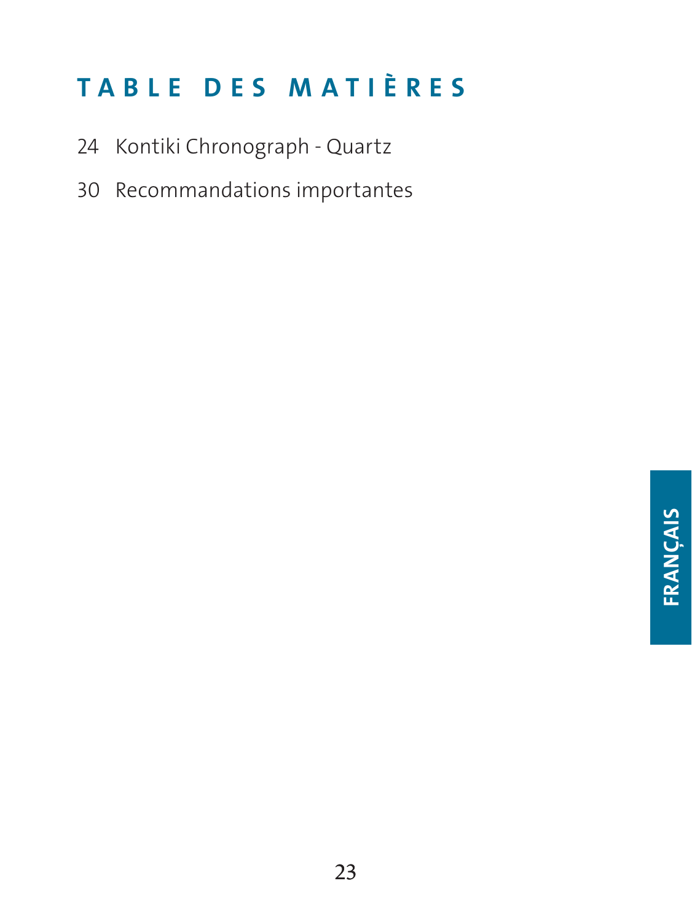# TABLE DES MATIÈRES

24 Kontiki Chronograph - Quartz

30 Recommandations importantes

FRANÇAIS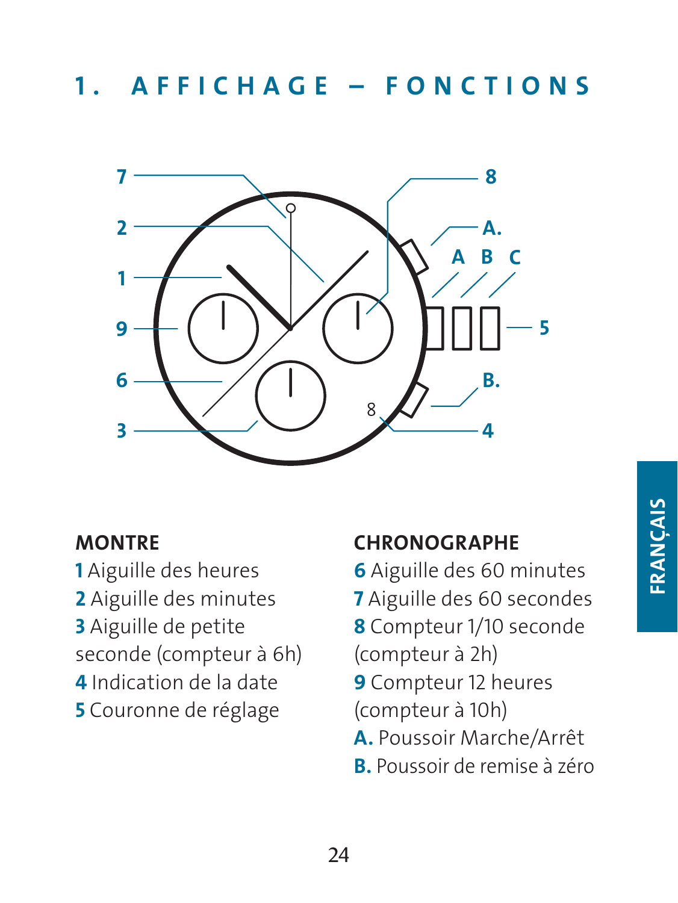# 1. AFFICHAGE – FONCTIONS

**MONTRE**

**1** Aiguille des heures
**2** Aiguille des minutes
**3** Aiguille de petite seconde (compteur à 6h)
**4** Indication de la date
**5** Couronne de réglage

**CHRONOGRAPHE**

**6** Aiguille des 60 minutes
**7** Aiguille des 60 secondes
**8** Compteur 1/10 seconde (compteur à 2h)
**9** Compteur 12 heures (compteur à 10h)
**A.** Poussoir Marche/Arrêt
**B.** Poussoir de remise à zéro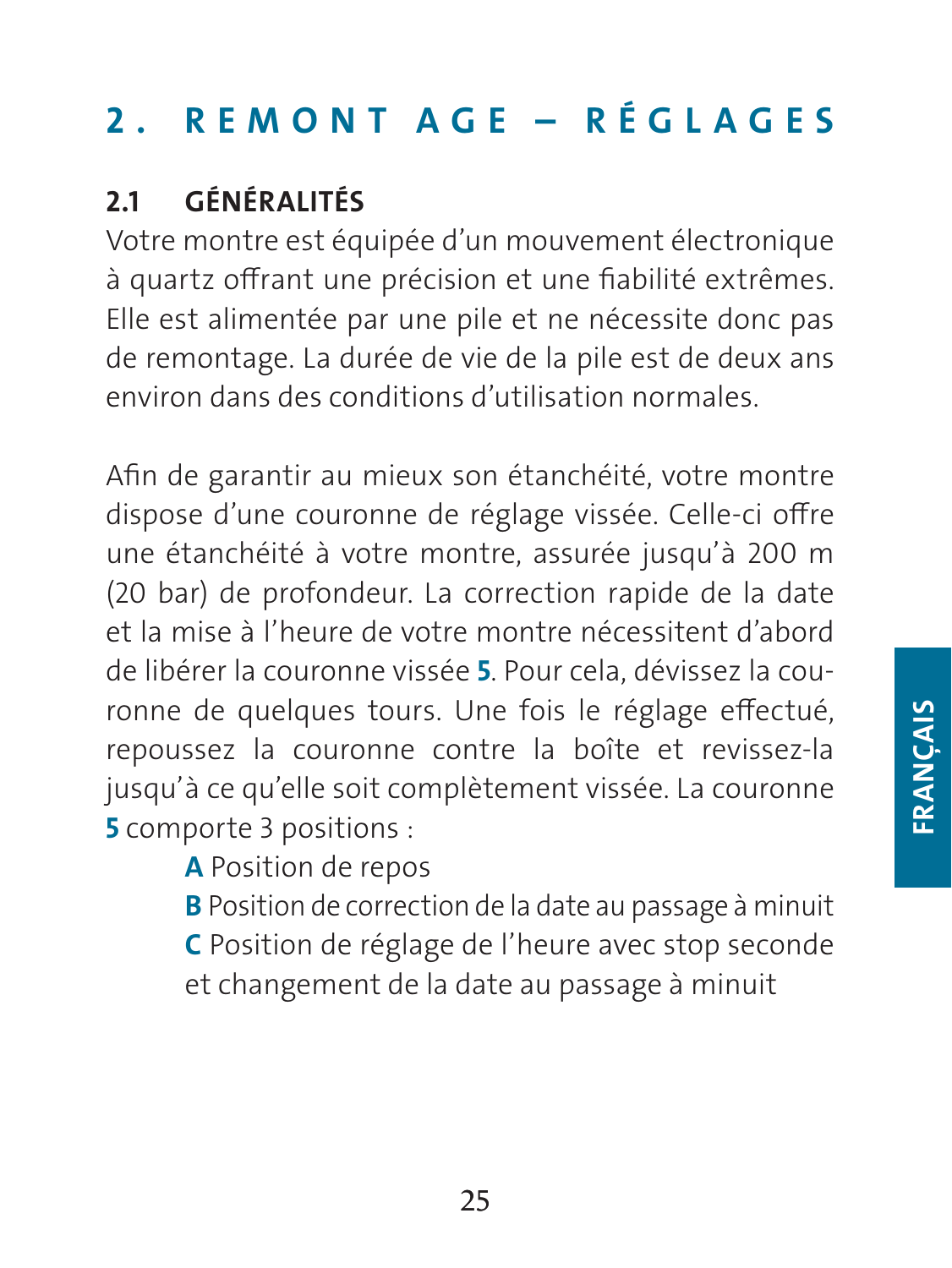# 2. REMONTAGE – RÉGLAGES

## 2.1 GÉNÉRALITÉS

Votre montre est équipée d'un mouvement électronique à quartz offrant une précision et une fiabilité extrêmes. Elle est alimentée par une pile et ne nécessite donc pas de remontage. La durée de vie de la pile est de deux ans environ dans des conditions d'utilisation normales.

Afin de garantir au mieux son étanchéité, votre montre dispose d'une couronne de réglage vissée. Celle-ci offre une étanchéité à votre montre, assurée jusqu'à 200 m (20 bar) de profondeur. La correction rapide de la date et la mise à l'heure de votre montre nécessitent d'abord de libérer la couronne vissée **5**. Pour cela, dévissez la couronne de quelques tours. Une fois le réglage effectué, repoussez la couronne contre la boîte et revissez-la jusqu'à ce qu'elle soit complètement vissée. La couronne **5** comporte 3 positions :

- **A** Position de repos
- **B** Position de correction de la date au passage à minuit
- **C** Position de réglage de l'heure avec stop seconde et changement de la date au passage à minuit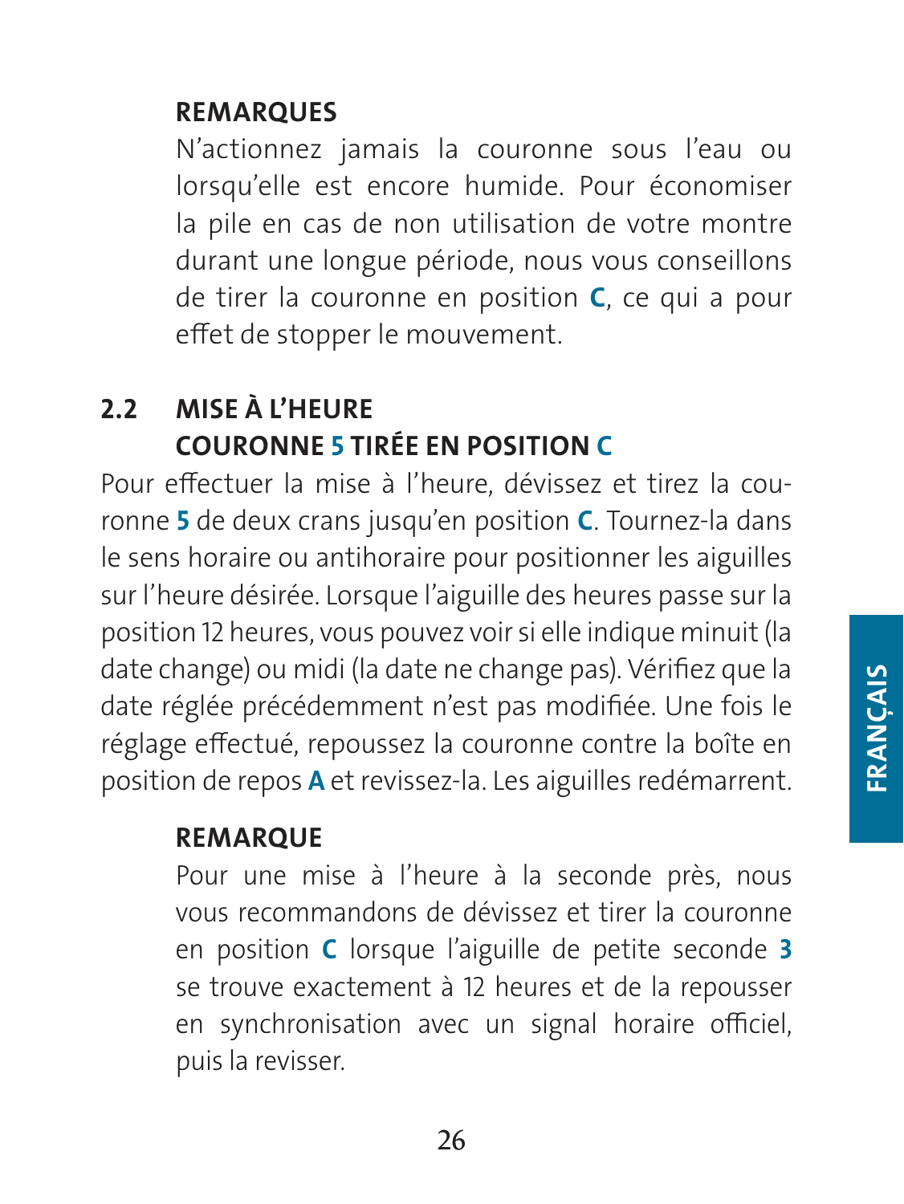**REMARQUES**

N'actionnez jamais la couronne sous l'eau ou lorsqu'elle est encore humide. Pour économiser la pile en cas de non utilisation de votre montre durant une longue période, nous vous conseillons de tirer la couronne en position **C**, ce qui a pour effet de stopper le mouvement.

## 2.2 MISE À L'HEURE COURONNE 5 TIRÉE EN POSITION C

Pour effectuer la mise à l'heure, dévissez et tirez la couronne **5** de deux crans jusqu'en position **C**. Tournez-la dans le sens horaire ou antihoraire pour positionner les aiguilles sur l'heure désirée. Lorsque l'aiguille des heures passe sur la position 12 heures, vous pouvez voir si elle indique minuit (la date change) ou midi (la date ne change pas). Vérifiez que la date réglée précédemment n'est pas modifiée. Une fois le réglage effectué, repoussez la couronne contre la boîte en position de repos **A** et revissez-la. Les aiguilles redémarrent.

**REMARQUE**

Pour une mise à l'heure à la seconde près, nous vous recommandons de dévissez et tirer la couronne en position **C** lorsque l'aiguille de petite seconde **3** se trouve exactement à 12 heures et de la repousser en synchronisation avec un signal horaire officiel, puis la revisser.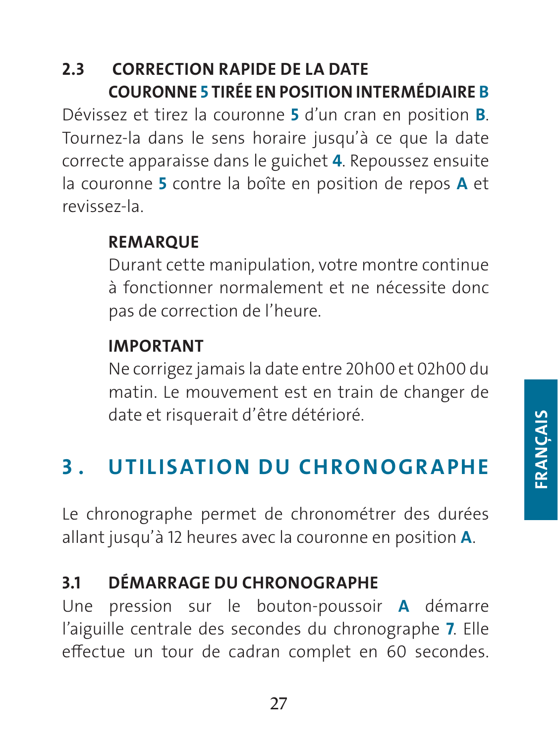### 2.3 CORRECTION RAPIDE DE LA DATE COURONNE **5** TIRÉE EN POSITION INTERMÉDIAIRE **B**

Dévissez et tirez la couronne **5** d'un cran en position **B**. Tournez-la dans le sens horaire jusqu'à ce que la date correcte apparaisse dans le guichet **4**. Repoussez ensuite la couronne **5** contre la boîte en position de repos **A** et revissez-la.

**REMARQUE**

Durant cette manipulation, votre montre continue à fonctionner normalement et ne nécessite donc pas de correction de l'heure.

**IMPORTANT**

Ne corrigez jamais la date entre 20h00 et 02h00 du matin. Le mouvement est en train de changer de date et risquerait d'être détérioré.

## 3. UTILISATION DU CHRONOGRAPHE

Le chronographe permet de chronométrer des durées allant jusqu'à 12 heures avec la couronne en position **A**.

### 3.1 DÉMARRAGE DU CHRONOGRAPHE

Une pression sur le bouton-poussoir **A** démarre l'aiguille centrale des secondes du chronographe **7**. Elle effectue un tour de cadran complet en 60 secondes.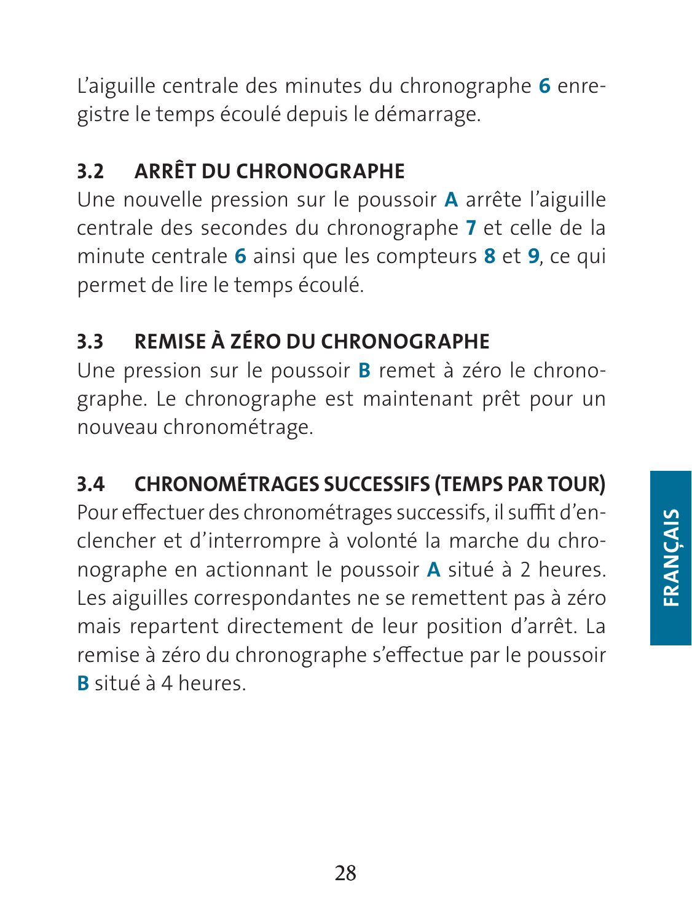L'aiguille centrale des minutes du chronographe **6** enregistre le temps écoulé depuis le démarrage.

### 3.2 ARRÊT DU CHRONOGRAPHE

Une nouvelle pression sur le poussoir **A** arrête l'aiguille centrale des secondes du chronographe **7** et celle de la minute centrale **6** ainsi que les compteurs **8** et **9**, ce qui permet de lire le temps écoulé.

### 3.3 REMISE À ZÉRO DU CHRONOGRAPHE

Une pression sur le poussoir **B** remet à zéro le chronographe. Le chronographe est maintenant prêt pour un nouveau chronométrage.

### 3.4 CHRONOMÉTRAGES SUCCESSIFS (TEMPS PAR TOUR)

Pour effectuer des chronométrages successifs, il suffit d'enclencher et d'interrompre à volonté la marche du chronographe en actionnant le poussoir **A** situé à 2 heures. Les aiguilles correspondantes ne se remettent pas à zéro mais repartent directement de leur position d'arrêt. La remise à zéro du chronographe s'effectue par le poussoir **B** situé à 4 heures.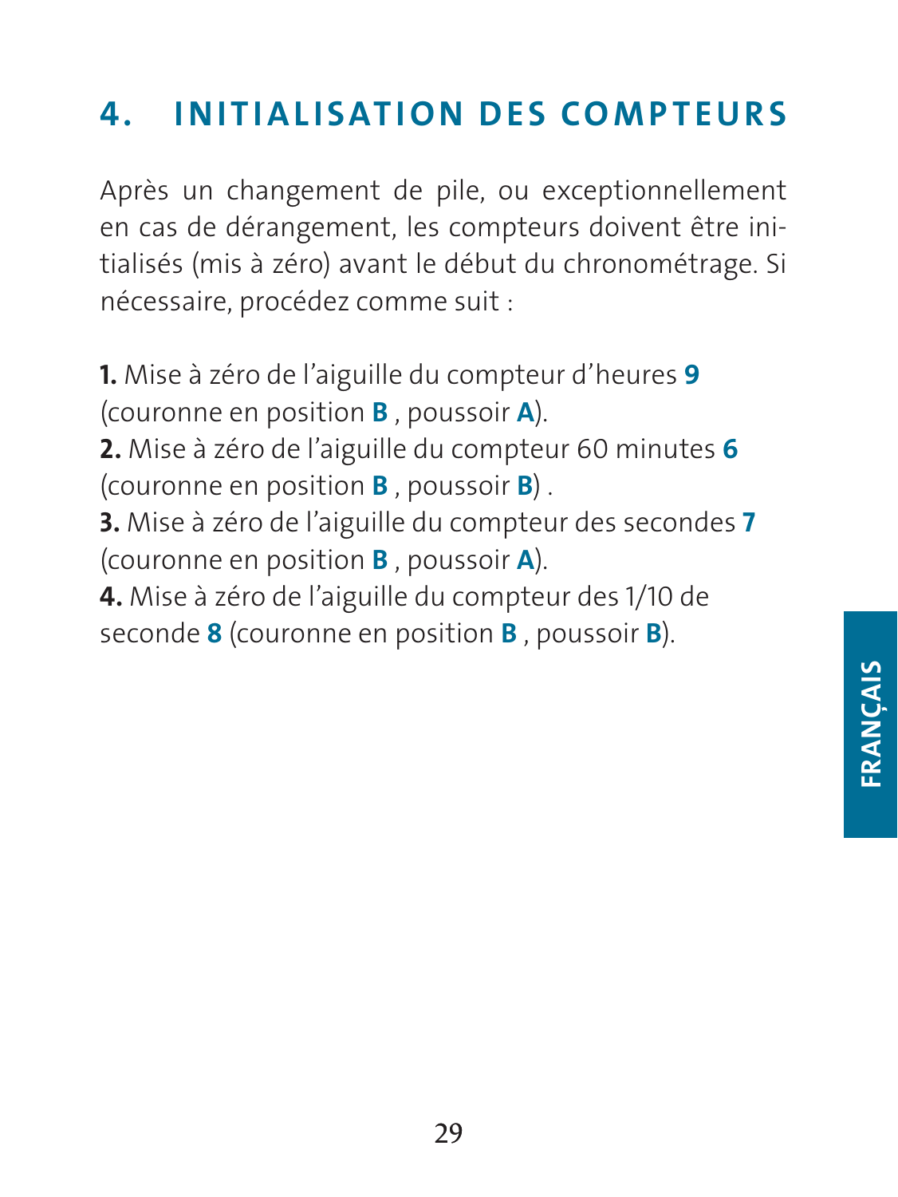## 4. INITIALISATION DES COMPTEURS

Après un changement de pile, ou exceptionnellement en cas de dérangement, les compteurs doivent être initialisés (mis à zéro) avant le début du chronométrage. Si nécessaire, procédez comme suit :

**1.** Mise à zéro de l'aiguille du compteur d'heures **9** (couronne en position **B** , poussoir **A**).
**2.** Mise à zéro de l'aiguille du compteur 60 minutes **6** (couronne en position **B** , poussoir **B**) .
**3.** Mise à zéro de l'aiguille du compteur des secondes **7** (couronne en position **B** , poussoir **A**).
**4.** Mise à zéro de l'aiguille du compteur des 1/10 de seconde **8** (couronne en position **B** , poussoir **B**).

FRANÇAIS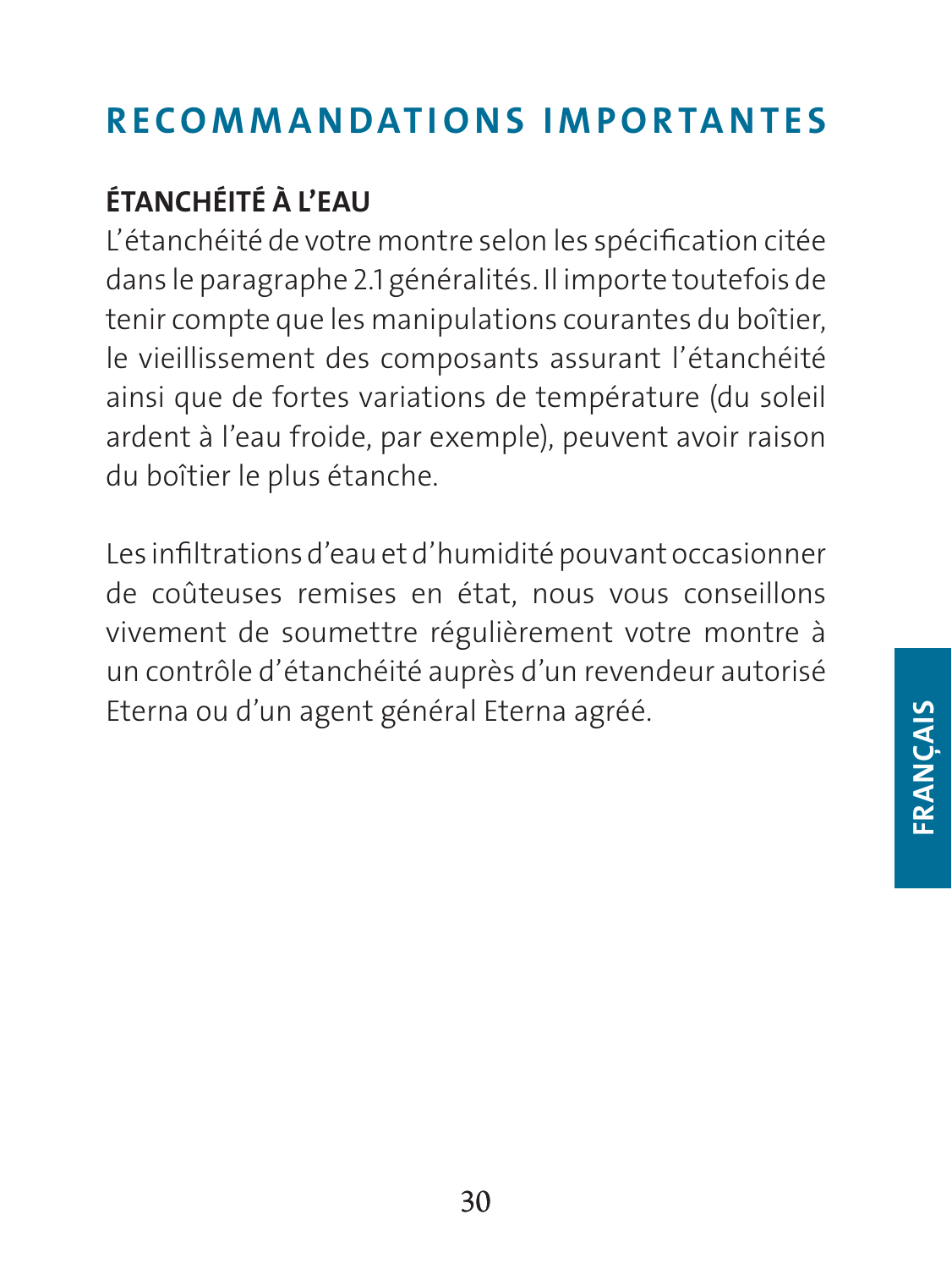# RECOMMANDATIONS IMPORTANTES

## ÉTANCHÉITÉ À L'EAU

L'étanchéité de votre montre selon les spécification citée dans le paragraphe 2.1 généralités. Il importe toutefois de tenir compte que les manipulations courantes du boîtier, le vieillissement des composants assurant l'étanchéité ainsi que de fortes variations de température (du soleil ardent à l'eau froide, par exemple), peuvent avoir raison du boîtier le plus étanche.

Les infiltrations d'eau et d'humidité pouvant occasionner de coûteuses remises en état, nous vous conseillons vivement de soumettre régulièrement votre montre à un contrôle d'étanchéité auprès d'un revendeur autorisé Eterna ou d'un agent général Eterna agréé.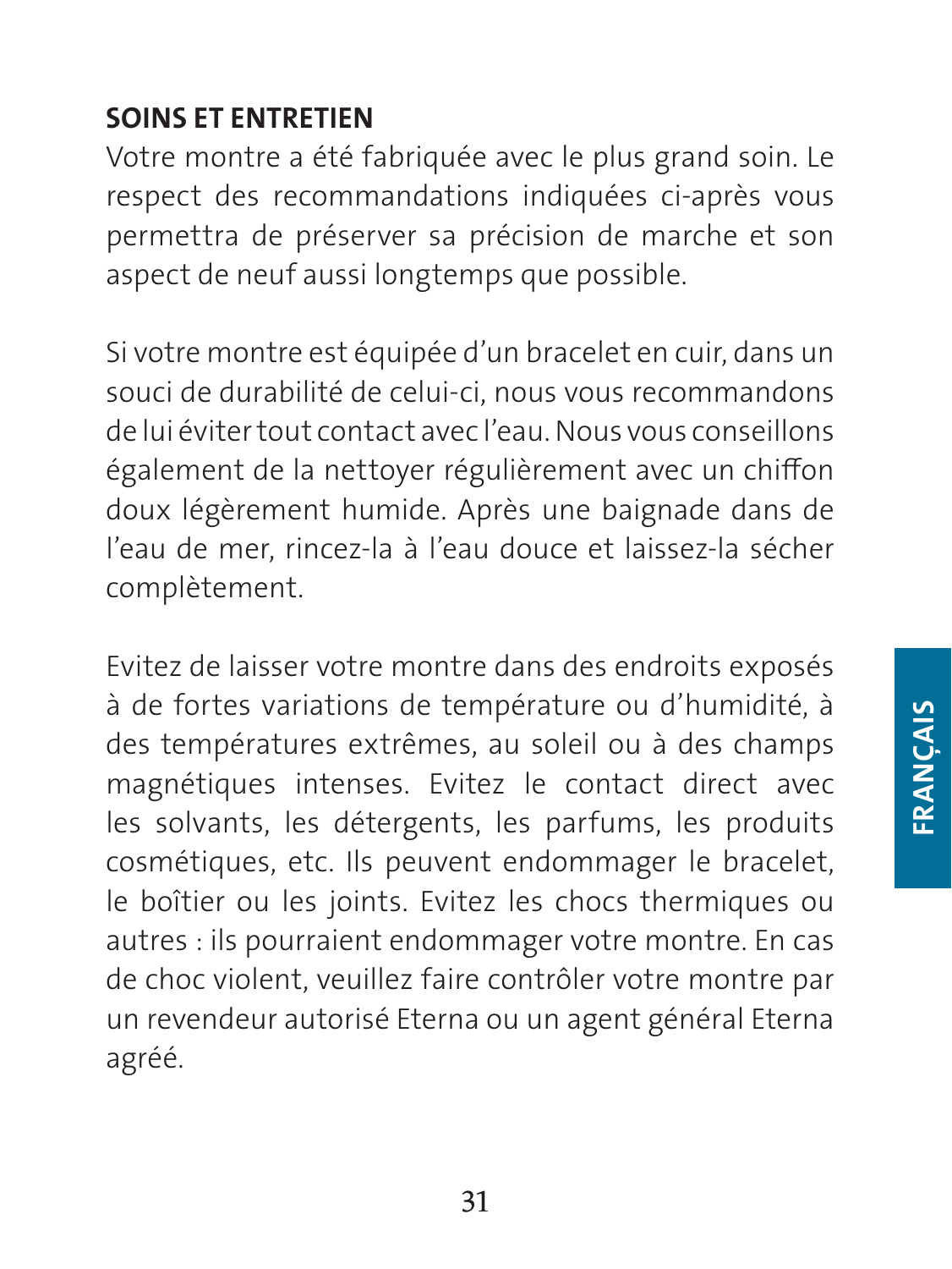## SOINS ET ENTRETIEN

Votre montre a été fabriquée avec le plus grand soin. Le respect des recommandations indiquées ci-après vous permettra de préserver sa précision de marche et son aspect de neuf aussi longtemps que possible.

Si votre montre est équipée d'un bracelet en cuir, dans un souci de durabilité de celui-ci, nous vous recommandons de lui éviter tout contact avec l'eau. Nous vous conseillons également de la nettoyer régulièrement avec un chiffon doux légèrement humide. Après une baignade dans de l'eau de mer, rincez-la à l'eau douce et laissez-la sécher complètement.

Evitez de laisser votre montre dans des endroits exposés à de fortes variations de température ou d'humidité, à des températures extrêmes, au soleil ou à des champs magnétiques intenses. Evitez le contact direct avec les solvants, les détergents, les parfums, les produits cosmétiques, etc. Ils peuvent endommager le bracelet, le boîtier ou les joints. Evitez les chocs thermiques ou autres : ils pourraient endommager votre montre. En cas de choc violent, veuillez faire contrôler votre montre par un revendeur autorisé Eterna ou un agent général Eterna agréé.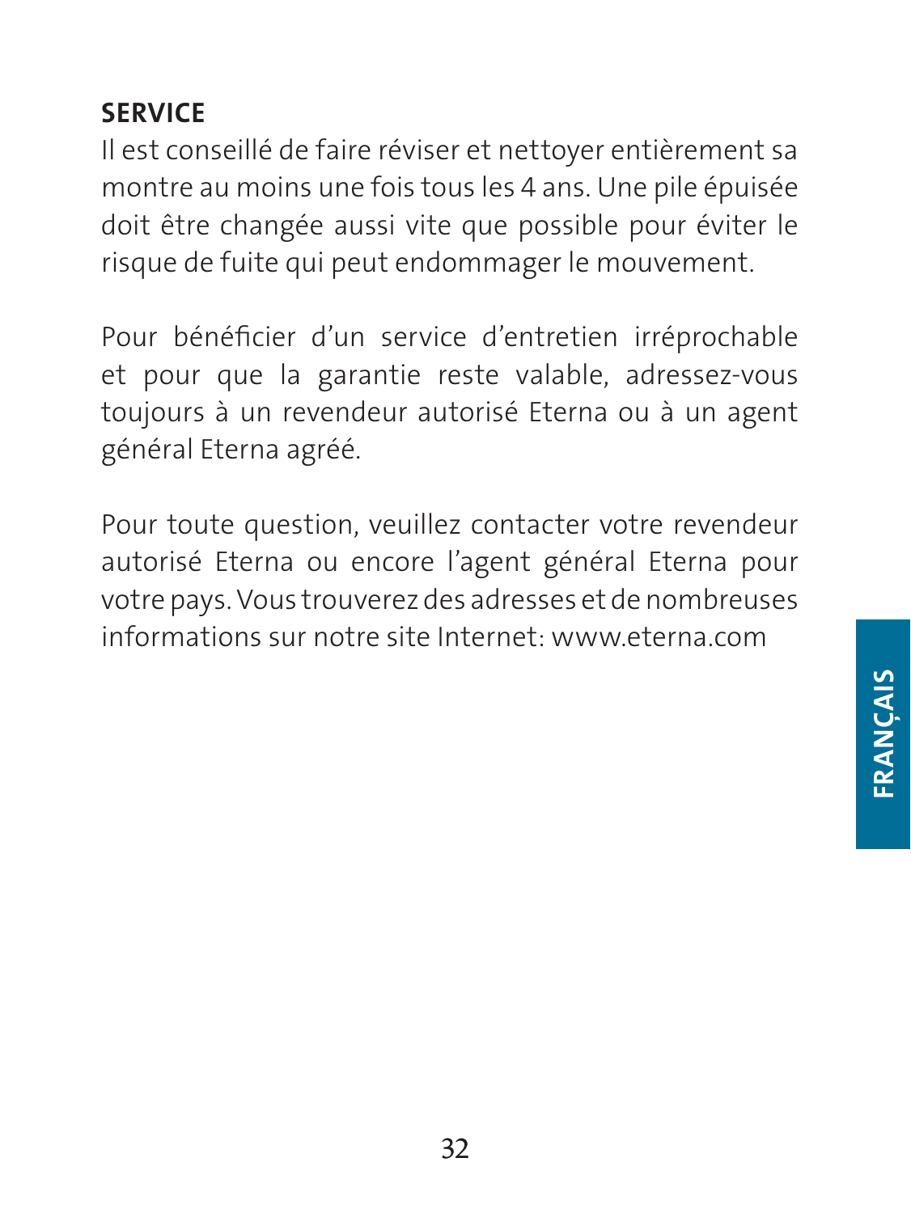## SERVICE

Il est conseillé de faire réviser et nettoyer entièrement sa montre au moins une fois tous les 4 ans. Une pile épuisée doit être changée aussi vite que possible pour éviter le risque de fuite qui peut endommager le mouvement.

Pour bénéficier d'un service d'entretien irréprochable et pour que la garantie reste valable, adressez-vous toujours à un revendeur autorisé Eterna ou à un agent général Eterna agréé.

Pour toute question, veuillez contacter votre revendeur autorisé Eterna ou encore l'agent général Eterna pour votre pays. Vous trouverez des adresses et de nombreuses informations sur notre site Internet: www.eterna.com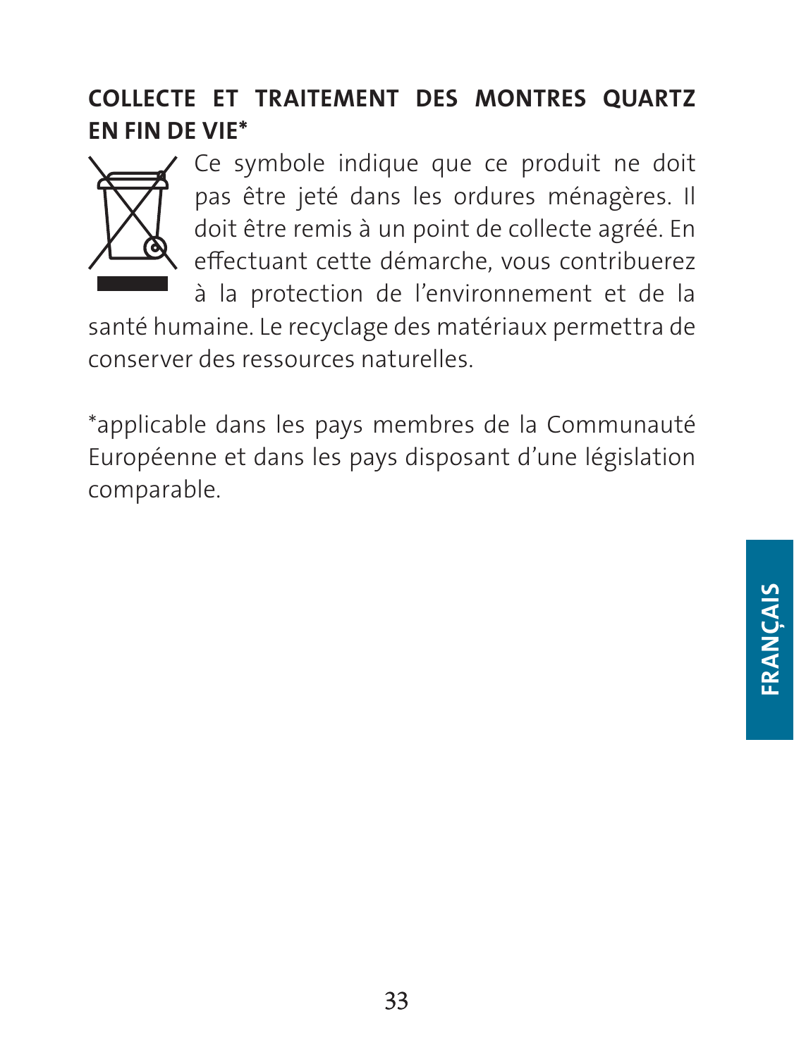## COLLECTE ET TRAITEMENT DES MONTRES QUARTZ EN FIN DE VIE*

Ce symbole indique que ce produit ne doit pas être jeté dans les ordures ménagères. Il doit être remis à un point de collecte agréé. En effectuant cette démarche, vous contribuerez à la protection de l'environnement et de la santé humaine. Le recyclage des matériaux permettra de conserver des ressources naturelles.

*applicable dans les pays membres de la Communauté Européenne et dans les pays disposant d'une législation comparable.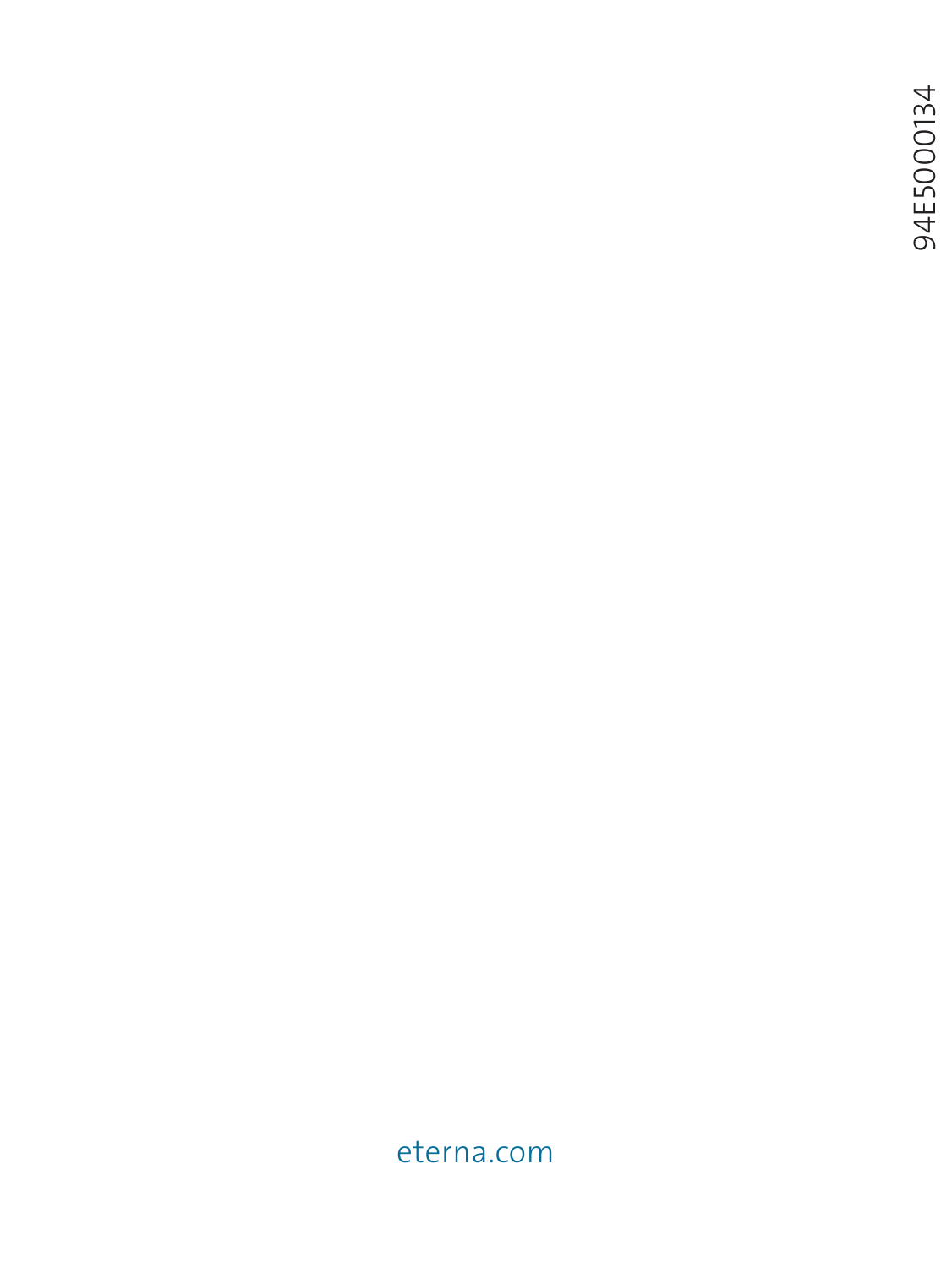94E5000134

eterna.com